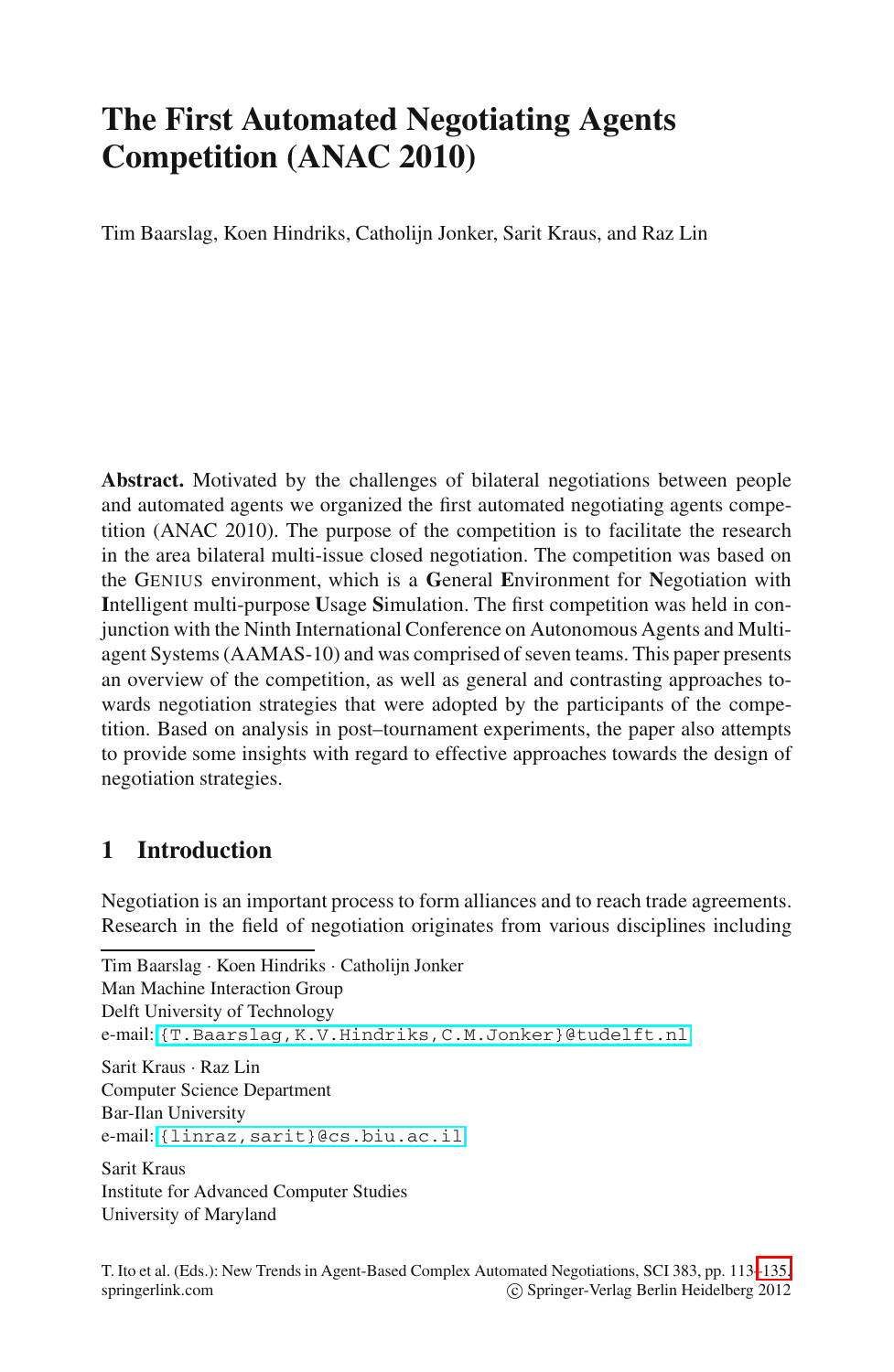# The First Automated Negotiating Agents Competition (ANAC 2010)

Tim Baarslag, Koen Hindriks, Catholijn Jonker, Sarit Kraus, and Raz Lin

**Abstract.** Motivated by the challenges of bilateral negotiations between people and automated agents we organized the first automated negotiating agents competition (ANAC 2010). The purpose of the competition is to facilitate the research in the area bilateral multi-issue closed negotiation. The competition was based on the GENIUS environment, which is a **G**eneral **E**nvironment for **N**egotiation with **I**ntelligent multi-purpose **U**sage **S**imulation. The first competition was held in conjunction with the Ninth International Conference on Autonomous Agents and Multiagent Systems (AAMAS-10) and was comprised of seven teams. This paper presents an overview of the competition, as well as general and contrasting approaches towards negotiation strategies that were adopted by the participants of the competition. Based on analysis in post–tournament experiments, the paper also attempts to provide some insights with regard to effective approaches towards the design of negotiation strategies.

## 1 Introduction

Negotiation is an important process to form alliances and to reach trade agreements. Research in the field of negotiation originates from various disciplines including

---

Tim Baarslag · Koen Hindriks · Catholijn Jonker
Man Machine Interaction Group
Delft University of Technology
e-mail: {T.Baarslag,K.V.Hindriks,C.M.Jonker}@tudelft.nl

Sarit Kraus · Raz Lin
Computer Science Department
Bar-Ilan University
e-mail: {linraz,sarit}@cs.biu.ac.il

Sarit Kraus
Institute for Advanced Computer Studies
University of Maryland

T. Ito et al. (Eds.): New Trends in Agent-Based Complex Automated Negotiations, SCI 383, pp. 113–135.
springerlink.com © Springer-Verlag Berlin Heidelberg 2012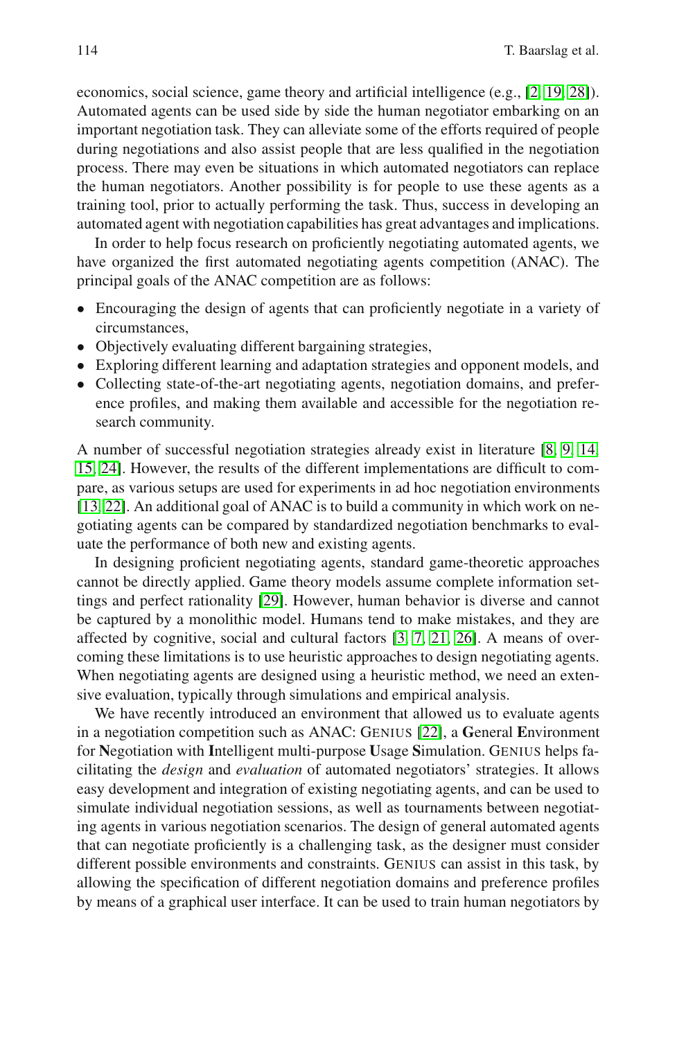economics, social science, game theory and artificial intelligence (e.g., [2, 19, 28]). Automated agents can be used side by side the human negotiator embarking on an important negotiation task. They can alleviate some of the efforts required of people during negotiations and also assist people that are less qualified in the negotiation process. There may even be situations in which automated negotiators can replace the human negotiators. Another possibility is for people to use these agents as a training tool, prior to actually performing the task. Thus, success in developing an automated agent with negotiation capabilities has great advantages and implications.

In order to help focus research on proficiently negotiating automated agents, we have organized the first automated negotiating agents competition (ANAC). The principal goals of the ANAC competition are as follows:

- Encouraging the design of agents that can proficiently negotiate in a variety of circumstances,
- Objectively evaluating different bargaining strategies,
- Exploring different learning and adaptation strategies and opponent models, and
- Collecting state-of-the-art negotiating agents, negotiation domains, and preference profiles, and making them available and accessible for the negotiation research community.

A number of successful negotiation strategies already exist in literature [8, 9, 14, 15, 24]. However, the results of the different implementations are difficult to compare, as various setups are used for experiments in ad hoc negotiation environments [13, 22]. An additional goal of ANAC is to build a community in which work on negotiating agents can be compared by standardized negotiation benchmarks to evaluate the performance of both new and existing agents.

In designing proficient negotiating agents, standard game-theoretic approaches cannot be directly applied. Game theory models assume complete information settings and perfect rationality [29]. However, human behavior is diverse and cannot be captured by a monolithic model. Humans tend to make mistakes, and they are affected by cognitive, social and cultural factors [3, 7, 21, 26]. A means of overcoming these limitations is to use heuristic approaches to design negotiating agents. When negotiating agents are designed using a heuristic method, we need an extensive evaluation, typically through simulations and empirical analysis.

We have recently introduced an environment that allowed us to evaluate agents in a negotiation competition such as ANAC: GENIUS [22], a **G**eneral **E**nvironment for **N**egotiation with **I**ntelligent multi-purpose **U**sage **S**imulation. GENIUS helps facilitating the *design* and *evaluation* of automated negotiators' strategies. It allows easy development and integration of existing negotiating agents, and can be used to simulate individual negotiation sessions, as well as tournaments between negotiating agents in various negotiation scenarios. The design of general automated agents that can negotiate proficiently is a challenging task, as the designer must consider different possible environments and constraints. GENIUS can assist in this task, by allowing the specification of different negotiation domains and preference profiles by means of a graphical user interface. It can be used to train human negotiators by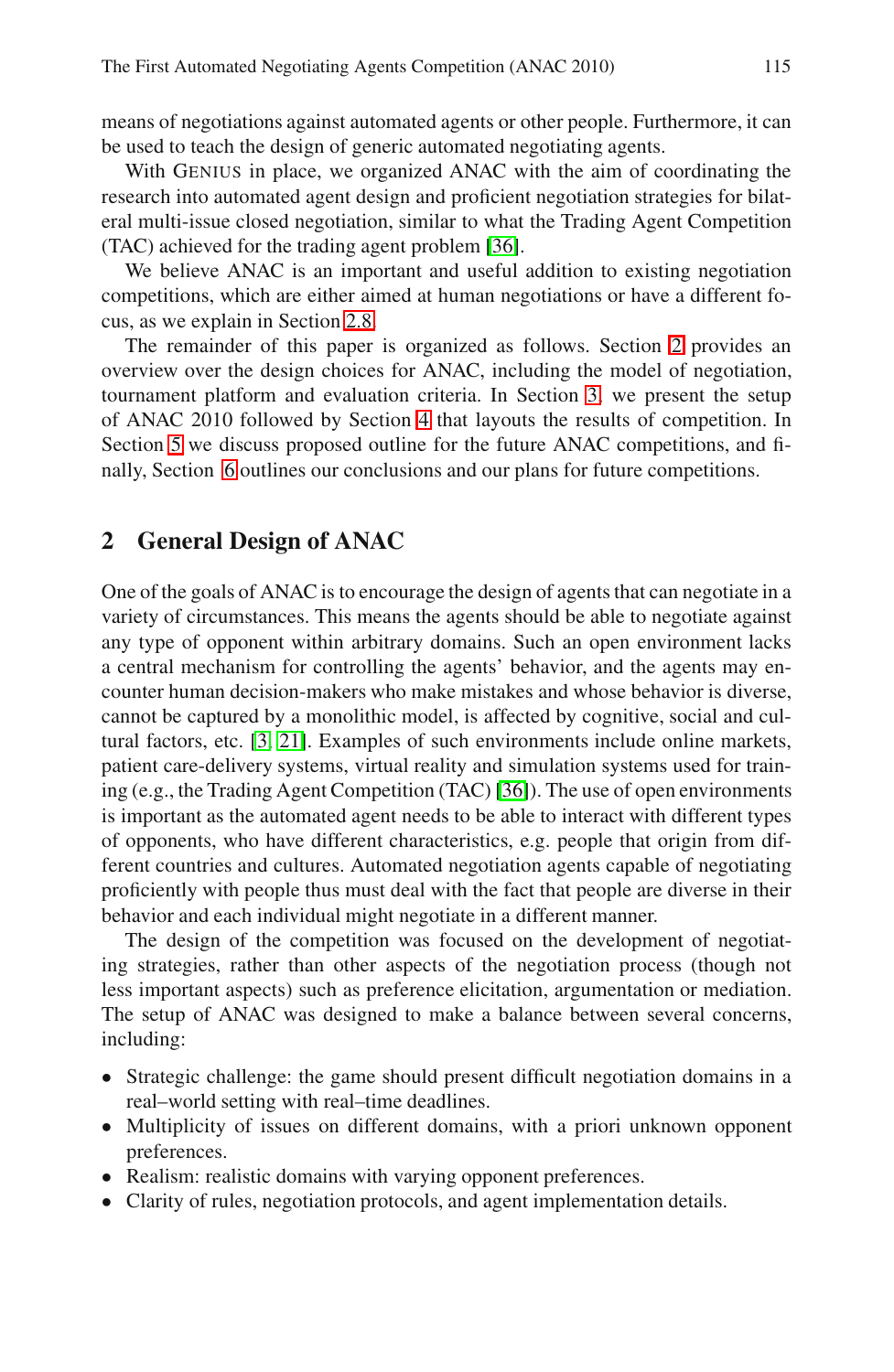means of negotiations against automated agents or other people. Furthermore, it can be used to teach the design of generic automated negotiating agents.

With GENIUS in place, we organized ANAC with the aim of coordinating the research into automated agent design and proficient negotiation strategies for bilateral multi-issue closed negotiation, similar to what the Trading Agent Competition (TAC) achieved for the trading agent problem [36].

We believe ANAC is an important and useful addition to existing negotiation competitions, which are either aimed at human negotiations or have a different focus, as we explain in Section 2.8.

The remainder of this paper is organized as follows. Section 2 provides an overview over the design choices for ANAC, including the model of negotiation, tournament platform and evaluation criteria. In Section 3 we present the setup of ANAC 2010 followed by Section 4 that layouts the results of competition. In Section 5 we discuss proposed outline for the future ANAC competitions, and finally, Section 6 outlines our conclusions and our plans for future competitions.

## 2 General Design of ANAC

One of the goals of ANAC is to encourage the design of agents that can negotiate in a variety of circumstances. This means the agents should be able to negotiate against any type of opponent within arbitrary domains. Such an open environment lacks a central mechanism for controlling the agents' behavior, and the agents may encounter human decision-makers who make mistakes and whose behavior is diverse, cannot be captured by a monolithic model, is affected by cognitive, social and cultural factors, etc. [3, 21]. Examples of such environments include online markets, patient care-delivery systems, virtual reality and simulation systems used for training (e.g., the Trading Agent Competition (TAC) [36]). The use of open environments is important as the automated agent needs to be able to interact with different types of opponents, who have different characteristics, e.g. people that origin from different countries and cultures. Automated negotiation agents capable of negotiating proficiently with people thus must deal with the fact that people are diverse in their behavior and each individual might negotiate in a different manner.

The design of the competition was focused on the development of negotiating strategies, rather than other aspects of the negotiation process (though not less important aspects) such as preference elicitation, argumentation or mediation. The setup of ANAC was designed to make a balance between several concerns, including:

- Strategic challenge: the game should present difficult negotiation domains in a real–world setting with real–time deadlines.
- Multiplicity of issues on different domains, with a priori unknown opponent preferences.
- Realism: realistic domains with varying opponent preferences.
- Clarity of rules, negotiation protocols, and agent implementation details.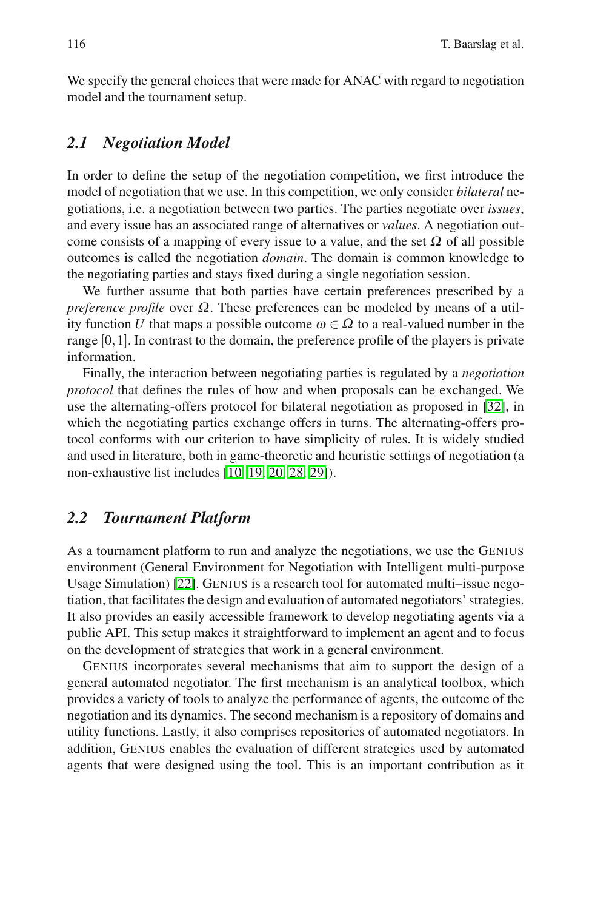We specify the general choices that were made for ANAC with regard to negotiation model and the tournament setup.

### 2.1 Negotiation Model

In order to define the setup of the negotiation competition, we first introduce the model of negotiation that we use. In this competition, we only consider *bilateral* negotiations, i.e. a negotiation between two parties. The parties negotiate over *issues*, and every issue has an associated range of alternatives or *values*. A negotiation outcome consists of a mapping of every issue to a value, and the set $\Omega$ of all possible outcomes is called the negotiation *domain*. The domain is common knowledge to the negotiating parties and stays fixed during a single negotiation session.

We further assume that both parties have certain preferences prescribed by a *preference profile* over $\Omega$. These preferences can be modeled by means of a utility function $U$ that maps a possible outcome $\omega \in \Omega$ to a real-valued number in the range $[0,1]$. In contrast to the domain, the preference profile of the players is private information.

Finally, the interaction between negotiating parties is regulated by a *negotiation protocol* that defines the rules of how and when proposals can be exchanged. We use the alternating-offers protocol for bilateral negotiation as proposed in [32], in which the negotiating parties exchange offers in turns. The alternating-offers protocol conforms with our criterion to have simplicity of rules. It is widely studied and used in literature, both in game-theoretic and heuristic settings of negotiation (a non-exhaustive list includes [10, 19, 20, 28, 29]).

### 2.2 Tournament Platform

As a tournament platform to run and analyze the negotiations, we use the GENIUS environment (General Environment for Negotiation with Intelligent multi-purpose Usage Simulation) [22]. GENIUS is a research tool for automated multi–issue negotiation, that facilitates the design and evaluation of automated negotiators' strategies. It also provides an easily accessible framework to develop negotiating agents via a public API. This setup makes it straightforward to implement an agent and to focus on the development of strategies that work in a general environment.

GENIUS incorporates several mechanisms that aim to support the design of a general automated negotiator. The first mechanism is an analytical toolbox, which provides a variety of tools to analyze the performance of agents, the outcome of the negotiation and its dynamics. The second mechanism is a repository of domains and utility functions. Lastly, it also comprises repositories of automated negotiators. In addition, GENIUS enables the evaluation of different strategies used by automated agents that were designed using the tool. This is an important contribution as it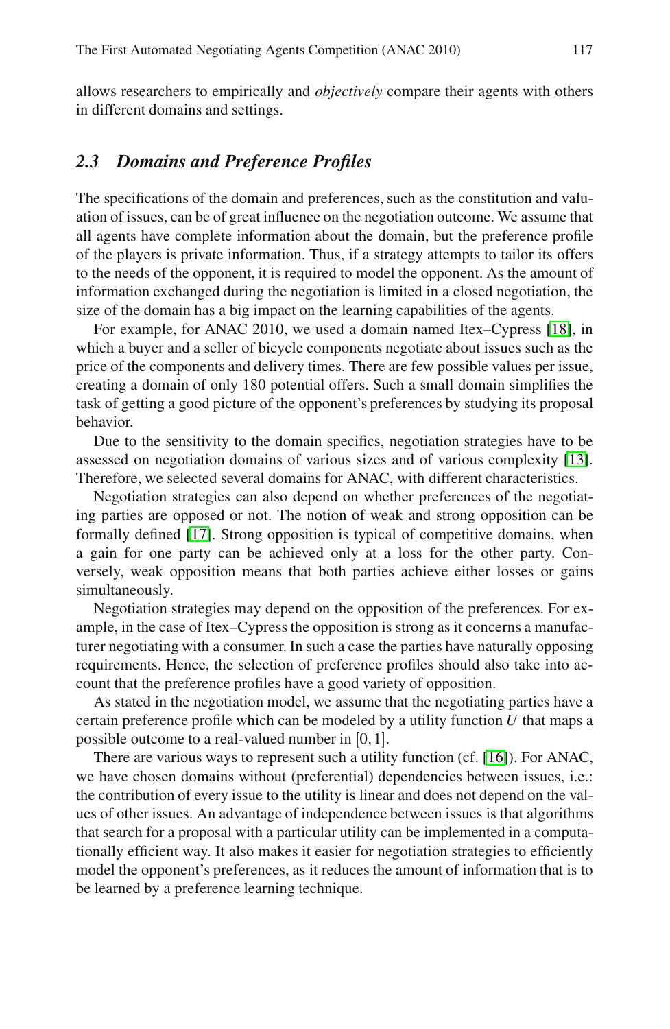allows researchers to empirically and *objectively* compare their agents with others in different domains and settings.

### *2.3 Domains and Preference Profiles*

The specifications of the domain and preferences, such as the constitution and valuation of issues, can be of great influence on the negotiation outcome. We assume that all agents have complete information about the domain, but the preference profile of the players is private information. Thus, if a strategy attempts to tailor its offers to the needs of the opponent, it is required to model the opponent. As the amount of information exchanged during the negotiation is limited in a closed negotiation, the size of the domain has a big impact on the learning capabilities of the agents.

For example, for ANAC 2010, we used a domain named Itex–Cypress [18], in which a buyer and a seller of bicycle components negotiate about issues such as the price of the components and delivery times. There are few possible values per issue, creating a domain of only 180 potential offers. Such a small domain simplifies the task of getting a good picture of the opponent's preferences by studying its proposal behavior.

Due to the sensitivity to the domain specifics, negotiation strategies have to be assessed on negotiation domains of various sizes and of various complexity [13]. Therefore, we selected several domains for ANAC, with different characteristics.

Negotiation strategies can also depend on whether preferences of the negotiating parties are opposed or not. The notion of weak and strong opposition can be formally defined [17]. Strong opposition is typical of competitive domains, when a gain for one party can be achieved only at a loss for the other party. Conversely, weak opposition means that both parties achieve either losses or gains simultaneously.

Negotiation strategies may depend on the opposition of the preferences. For example, in the case of Itex–Cypress the opposition is strong as it concerns a manufacturer negotiating with a consumer. In such a case the parties have naturally opposing requirements. Hence, the selection of preference profiles should also take into account that the preference profiles have a good variety of opposition.

As stated in the negotiation model, we assume that the negotiating parties have a certain preference profile which can be modeled by a utility function $U$ that maps a possible outcome to a real-valued number in $[0,1]$.

There are various ways to represent such a utility function (cf. [16]). For ANAC, we have chosen domains without (preferential) dependencies between issues, i.e.: the contribution of every issue to the utility is linear and does not depend on the values of other issues. An advantage of independence between issues is that algorithms that search for a proposal with a particular utility can be implemented in a computationally efficient way. It also makes it easier for negotiation strategies to efficiently model the opponent's preferences, as it reduces the amount of information that is to be learned by a preference learning technique.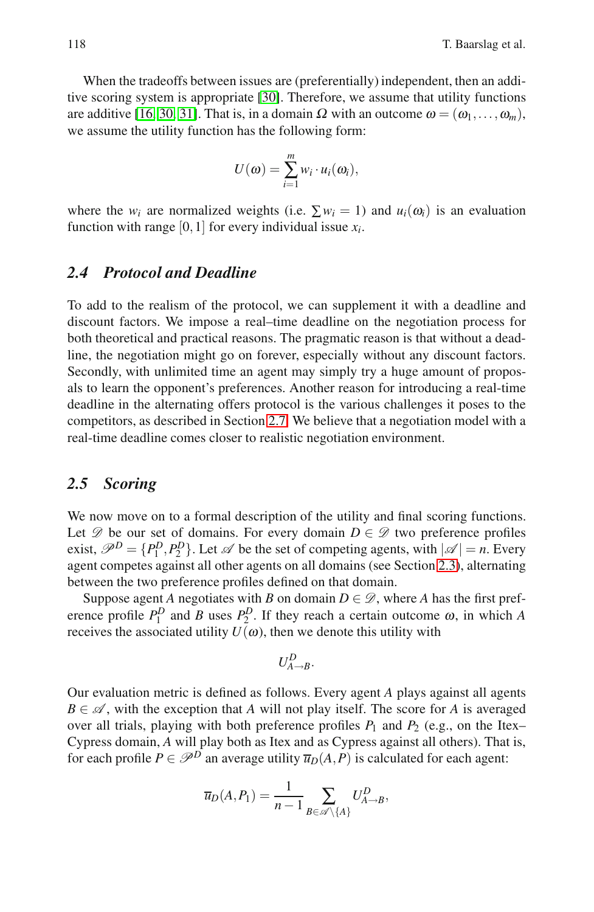When the tradeoffs between issues are (preferentially) independent, then an additive scoring system is appropriate [30]. Therefore, we assume that utility functions are additive [16, 30, 31]. That is, in a domain $\Omega$ with an outcome $\omega = (\omega_1, \ldots, \omega_m)$, we assume the utility function has the following form:

$$U(\omega) = \sum_{i=1}^{m} w_i \cdot u_i(\omega_i),$$

where the $w_i$ are normalized weights (i.e. $\sum w_i = 1$) and $u_i(\omega_i)$ is an evaluation function with range $[0,1]$ for every individual issue $x_i$.

## 2.4 Protocol and Deadline

To add to the realism of the protocol, we can supplement it with a deadline and discount factors. We impose a real–time deadline on the negotiation process for both theoretical and practical reasons. The pragmatic reason is that without a deadline, the negotiation might go on forever, especially without any discount factors. Secondly, with unlimited time an agent may simply try a huge amount of proposals to learn the opponent's preferences. Another reason for introducing a real-time deadline in the alternating offers protocol is the various challenges it poses to the competitors, as described in Section 2.7. We believe that a negotiation model with a real-time deadline comes closer to realistic negotiation environment.

## 2.5 Scoring

We now move on to a formal description of the utility and final scoring functions. Let $\mathscr{D}$ be our set of domains. For every domain $D \in \mathscr{D}$ two preference profiles exist, $\mathscr{P}^D = \{P_1^D, P_2^D\}$. Let $\mathscr{A}$ be the set of competing agents, with $|\mathscr{A}| = n$. Every agent competes against all other agents on all domains (see Section 2.3), alternating between the two preference profiles defined on that domain.

Suppose agent $A$ negotiates with $B$ on domain $D \in \mathscr{D}$, where $A$ has the first preference profile $P_1^D$ and $B$ uses $P_2^D$. If they reach a certain outcome $\omega$, in which $A$ receives the associated utility $U(\omega)$, then we denote this utility with

$$U^D_{A \to B}.$$

Our evaluation metric is defined as follows. Every agent $A$ plays against all agents $B \in \mathscr{A}$, with the exception that $A$ will not play itself. The score for $A$ is averaged over all trials, playing with both preference profiles $P_1$ and $P_2$ (e.g., on the Itex–Cypress domain, $A$ will play both as Itex and as Cypress against all others). That is, for each profile $P \in \mathscr{P}^D$ an average utility $\overline{u}_D(A, P)$ is calculated for each agent:

$$\overline{u}_D(A, P_1) = \frac{1}{n-1} \sum_{B \in \mathscr{A} \setminus \{A\}} U^D_{A \to B},$$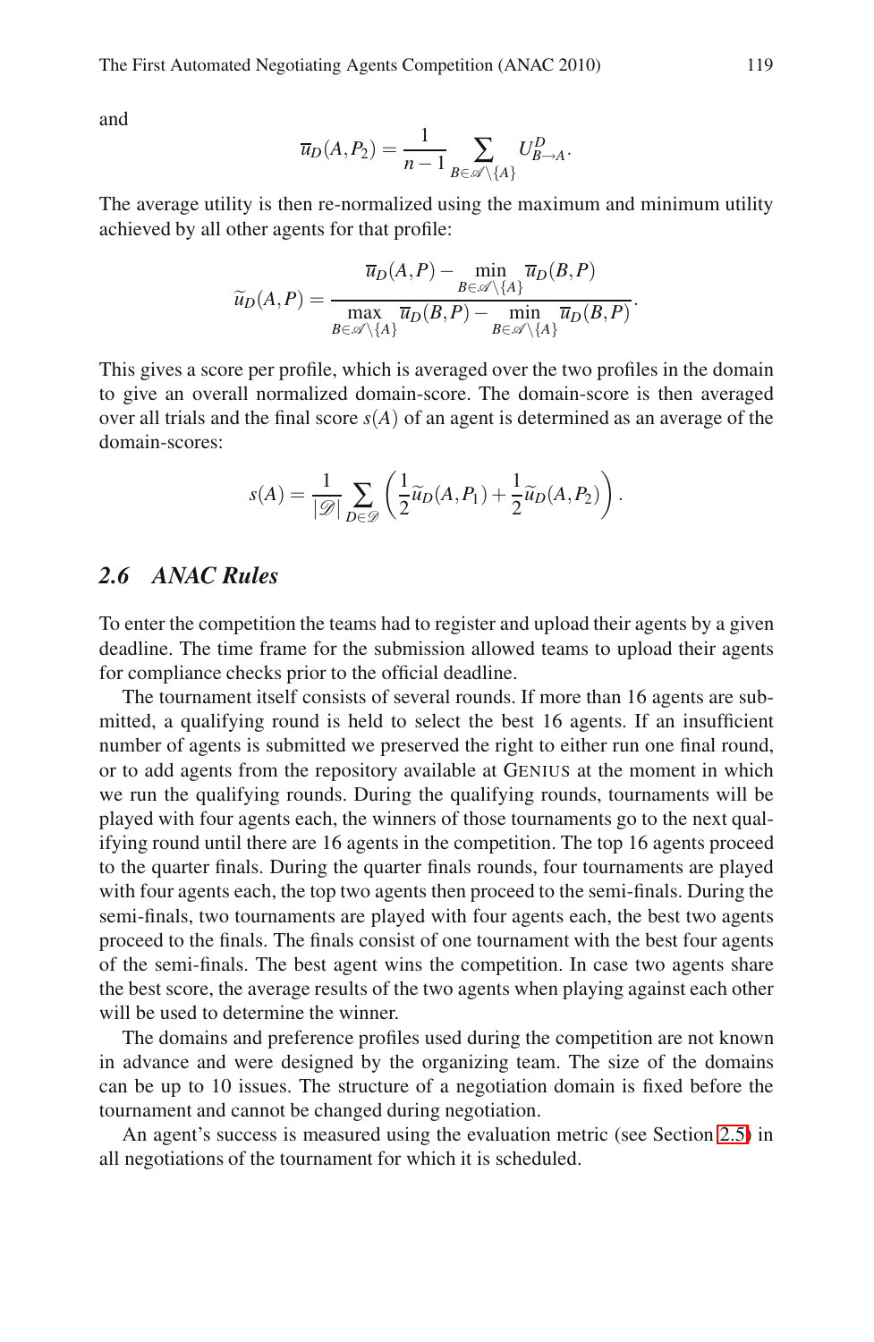and

$$\overline{u}_D(A, P_2) = \frac{1}{n-1} \sum_{B \in \mathscr{A} \setminus \{A\}} U^D_{B \to A}.$$

The average utility is then re-normalized using the maximum and minimum utility achieved by all other agents for that profile:

$$\widetilde{u}_D(A, P) = \frac{\overline{u}_D(A, P) - \min_{B \in \mathscr{A} \setminus \{A\}} \overline{u}_D(B, P)}{\max_{B \in \mathscr{A} \setminus \{A\}} \overline{u}_D(B, P) - \min_{B \in \mathscr{A} \setminus \{A\}} \overline{u}_D(B, P)}.$$

This gives a score per profile, which is averaged over the two profiles in the domain to give an overall normalized domain-score. The domain-score is then averaged over all trials and the final score $s(A)$ of an agent is determined as an average of the domain-scores:

$$s(A) = \frac{1}{|\mathscr{D}|} \sum_{D \in \mathscr{D}} \left( \frac{1}{2} \widetilde{u}_D(A, P_1) + \frac{1}{2} \widetilde{u}_D(A, P_2) \right).$$

## 2.6 ANAC Rules

To enter the competition the teams had to register and upload their agents by a given deadline. The time frame for the submission allowed teams to upload their agents for compliance checks prior to the official deadline.

The tournament itself consists of several rounds. If more than 16 agents are submitted, a qualifying round is held to select the best 16 agents. If an insufficient number of agents is submitted we preserved the right to either run one final round, or to add agents from the repository available at GENIUS at the moment in which we run the qualifying rounds. During the qualifying rounds, tournaments will be played with four agents each, the winners of those tournaments go to the next qualifying round until there are 16 agents in the competition. The top 16 agents proceed to the quarter finals. During the quarter finals rounds, four tournaments are played with four agents each, the top two agents then proceed to the semi-finals. During the semi-finals, two tournaments are played with four agents each, the best two agents proceed to the finals. The finals consist of one tournament with the best four agents of the semi-finals. The best agent wins the competition. In case two agents share the best score, the average results of the two agents when playing against each other will be used to determine the winner.

The domains and preference profiles used during the competition are not known in advance and were designed by the organizing team. The size of the domains can be up to 10 issues. The structure of a negotiation domain is fixed before the tournament and cannot be changed during negotiation.

An agent's success is measured using the evaluation metric (see Section 2.5) in all negotiations of the tournament for which it is scheduled.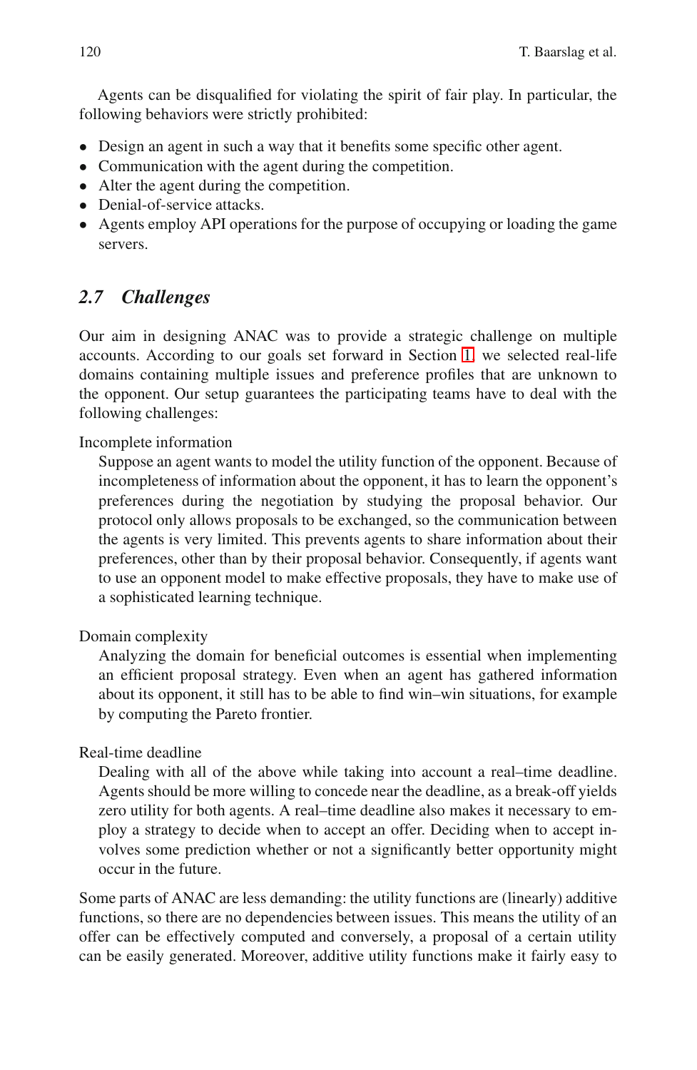Agents can be disqualified for violating the spirit of fair play. In particular, the following behaviors were strictly prohibited:

- Design an agent in such a way that it benefits some specific other agent.
- Communication with the agent during the competition.
- Alter the agent during the competition.
- Denial-of-service attacks.
- Agents employ API operations for the purpose of occupying or loading the game servers.

## 2.7 Challenges

Our aim in designing ANAC was to provide a strategic challenge on multiple accounts. According to our goals set forward in Section 1, we selected real-life domains containing multiple issues and preference profiles that are unknown to the opponent. Our setup guarantees the participating teams have to deal with the following challenges:

Incomplete information

Suppose an agent wants to model the utility function of the opponent. Because of incompleteness of information about the opponent, it has to learn the opponent's preferences during the negotiation by studying the proposal behavior. Our protocol only allows proposals to be exchanged, so the communication between the agents is very limited. This prevents agents to share information about their preferences, other than by their proposal behavior. Consequently, if agents want to use an opponent model to make effective proposals, they have to make use of a sophisticated learning technique.

Domain complexity

Analyzing the domain for beneficial outcomes is essential when implementing an efficient proposal strategy. Even when an agent has gathered information about its opponent, it still has to be able to find win–win situations, for example by computing the Pareto frontier.

Real-time deadline

Dealing with all of the above while taking into account a real–time deadline. Agents should be more willing to concede near the deadline, as a break-off yields zero utility for both agents. A real–time deadline also makes it necessary to employ a strategy to decide when to accept an offer. Deciding when to accept involves some prediction whether or not a significantly better opportunity might occur in the future.

Some parts of ANAC are less demanding: the utility functions are (linearly) additive functions, so there are no dependencies between issues. This means the utility of an offer can be effectively computed and conversely, a proposal of a certain utility can be easily generated. Moreover, additive utility functions make it fairly easy to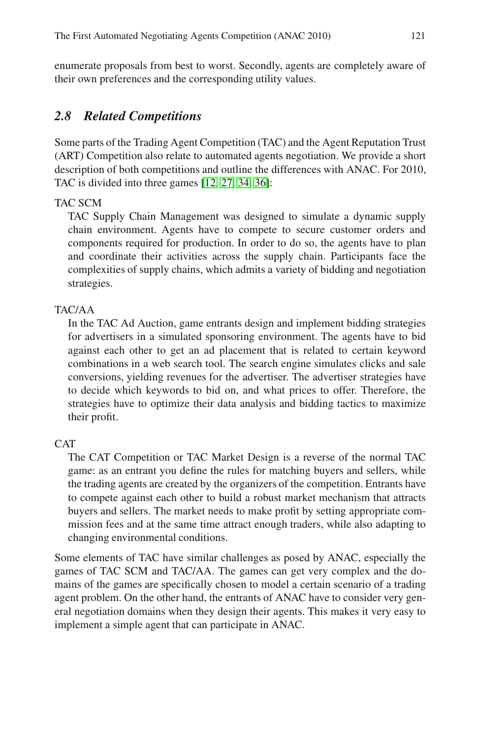enumerate proposals from best to worst. Secondly, agents are completely aware of their own preferences and the corresponding utility values.

## *2.8 Related Competitions*

Some parts of the Trading Agent Competition (TAC) and the Agent Reputation Trust (ART) Competition also relate to automated agents negotiation. We provide a short description of both competitions and outline the differences with ANAC. For 2010, TAC is divided into three games [12, 27, 34, 36]:

TAC SCM
: TAC Supply Chain Management was designed to simulate a dynamic supply chain environment. Agents have to compete to secure customer orders and components required for production. In order to do so, the agents have to plan and coordinate their activities across the supply chain. Participants face the complexities of supply chains, which admits a variety of bidding and negotiation strategies.

TAC/AA
: In the TAC Ad Auction, game entrants design and implement bidding strategies for advertisers in a simulated sponsoring environment. The agents have to bid against each other to get an ad placement that is related to certain keyword combinations in a web search tool. The search engine simulates clicks and sale conversions, yielding revenues for the advertiser. The advertiser strategies have to decide which keywords to bid on, and what prices to offer. Therefore, the strategies have to optimize their data analysis and bidding tactics to maximize their profit.

CAT
: The CAT Competition or TAC Market Design is a reverse of the normal TAC game: as an entrant you define the rules for matching buyers and sellers, while the trading agents are created by the organizers of the competition. Entrants have to compete against each other to build a robust market mechanism that attracts buyers and sellers. The market needs to make profit by setting appropriate commission fees and at the same time attract enough traders, while also adapting to changing environmental conditions.

Some elements of TAC have similar challenges as posed by ANAC, especially the games of TAC SCM and TAC/AA. The games can get very complex and the domains of the games are specifically chosen to model a certain scenario of a trading agent problem. On the other hand, the entrants of ANAC have to consider very general negotiation domains when they design their agents. This makes it very easy to implement a simple agent that can participate in ANAC.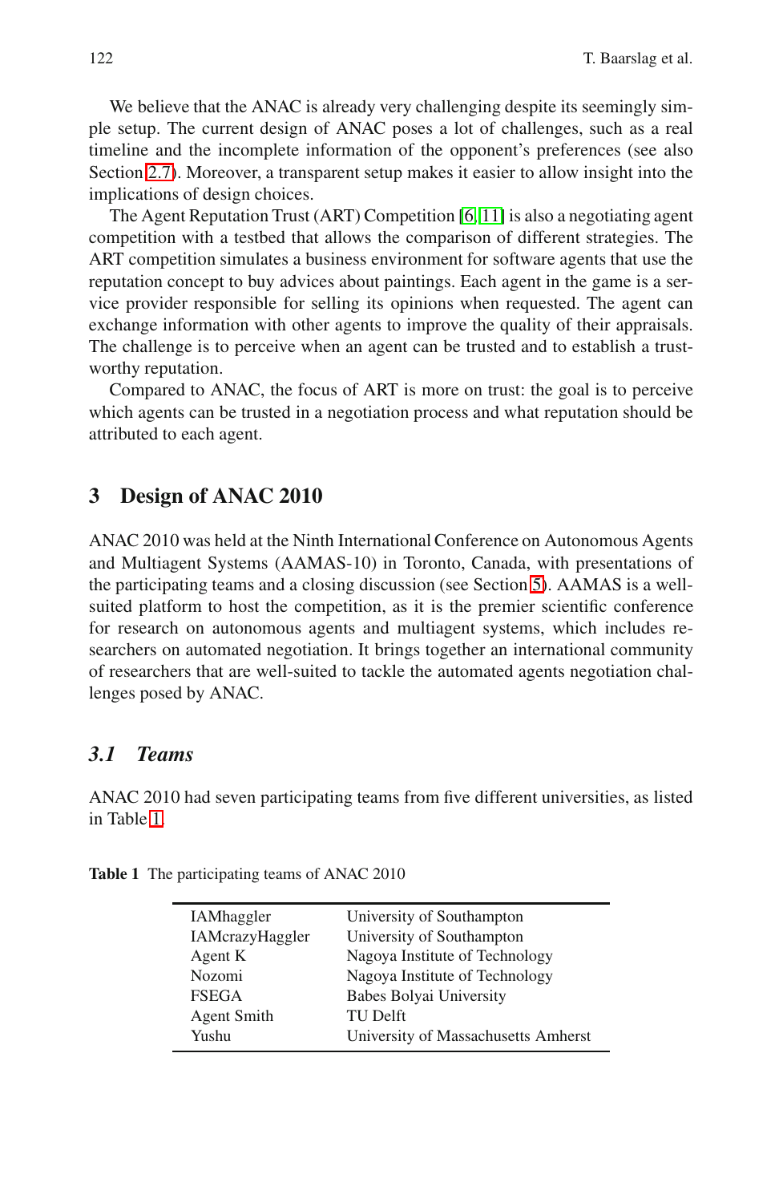We believe that the ANAC is already very challenging despite its seemingly simple setup. The current design of ANAC poses a lot of challenges, such as a real timeline and the incomplete information of the opponent's preferences (see also Section 2.7). Moreover, a transparent setup makes it easier to allow insight into the implications of design choices.

The Agent Reputation Trust (ART) Competition [6, 11] is also a negotiating agent competition with a testbed that allows the comparison of different strategies. The ART competition simulates a business environment for software agents that use the reputation concept to buy advices about paintings. Each agent in the game is a service provider responsible for selling its opinions when requested. The agent can exchange information with other agents to improve the quality of their appraisals. The challenge is to perceive when an agent can be trusted and to establish a trustworthy reputation.

Compared to ANAC, the focus of ART is more on trust: the goal is to perceive which agents can be trusted in a negotiation process and what reputation should be attributed to each agent.

## 3 Design of ANAC 2010

ANAC 2010 was held at the Ninth International Conference on Autonomous Agents and Multiagent Systems (AAMAS-10) in Toronto, Canada, with presentations of the participating teams and a closing discussion (see Section 5). AAMAS is a well-suited platform to host the competition, as it is the premier scientific conference for research on autonomous agents and multiagent systems, which includes researchers on automated negotiation. It brings together an international community of researchers that are well-suited to tackle the automated agents negotiation challenges posed by ANAC.

### *3.1 Teams*

ANAC 2010 had seven participating teams from five different universities, as listed in Table 1.

**Table 1** The participating teams of ANAC 2010

| | |
|---|---|
| IAMhaggler | University of Southampton |
| IAMcrazyHaggler | University of Southampton |
| Agent K | Nagoya Institute of Technology |
| Nozomi | Nagoya Institute of Technology |
| FSEGA | Babes Bolyai University |
| Agent Smith | TU Delft |
| Yushu | University of Massachusetts Amherst |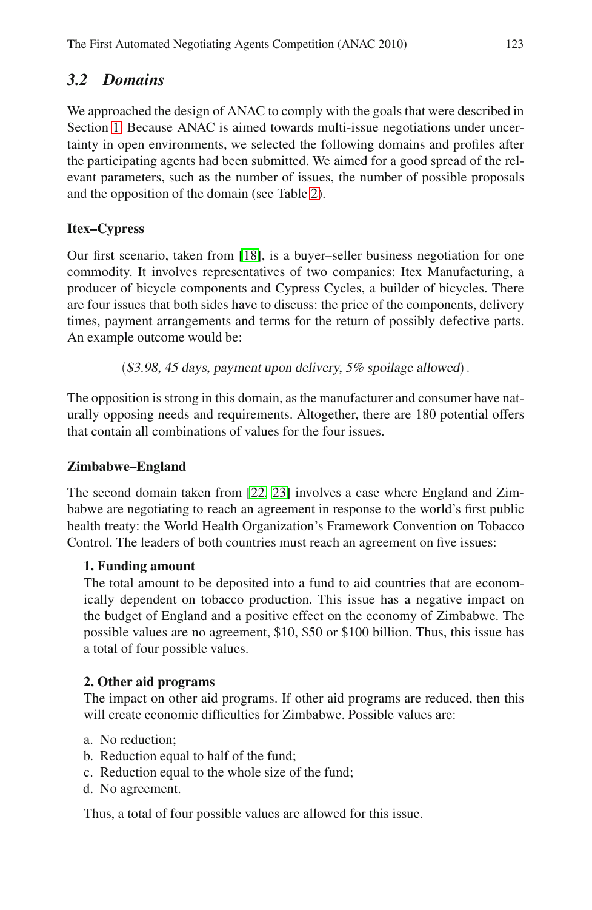## 3.2 Domains

We approached the design of ANAC to comply with the goals that were described in Section 1. Because ANAC is aimed towards multi-issue negotiations under uncertainty in open environments, we selected the following domains and profiles after the participating agents had been submitted. We aimed for a good spread of the relevant parameters, such as the number of issues, the number of possible proposals and the opposition of the domain (see Table 2).

**Itex–Cypress**

Our first scenario, taken from [18], is a buyer–seller business negotiation for one commodity. It involves representatives of two companies: Itex Manufacturing, a producer of bicycle components and Cypress Cycles, a builder of bicycles. There are four issues that both sides have to discuss: the price of the components, delivery times, payment arrangements and terms for the return of possibly defective parts. An example outcome would be:

$$(\textit{\$3.98, 45 days, payment upon delivery, 5\% spoilage allowed}).$$

The opposition is strong in this domain, as the manufacturer and consumer have naturally opposing needs and requirements. Altogether, there are 180 potential offers that contain all combinations of values for the four issues.

**Zimbabwe–England**

The second domain taken from [22, 23] involves a case where England and Zimbabwe are negotiating to reach an agreement in response to the world's first public health treaty: the World Health Organization's Framework Convention on Tobacco Control. The leaders of both countries must reach an agreement on five issues:

**1. Funding amount**
The total amount to be deposited into a fund to aid countries that are economically dependent on tobacco production. This issue has a negative impact on the budget of England and a positive effect on the economy of Zimbabwe. The possible values are no agreement, $10, $50 or $100 billion. Thus, this issue has a total of four possible values.

**2. Other aid programs**
The impact on other aid programs. If other aid programs are reduced, then this will create economic difficulties for Zimbabwe. Possible values are:

a. No reduction;
b. Reduction equal to half of the fund;
c. Reduction equal to the whole size of the fund;
d. No agreement.

Thus, a total of four possible values are allowed for this issue.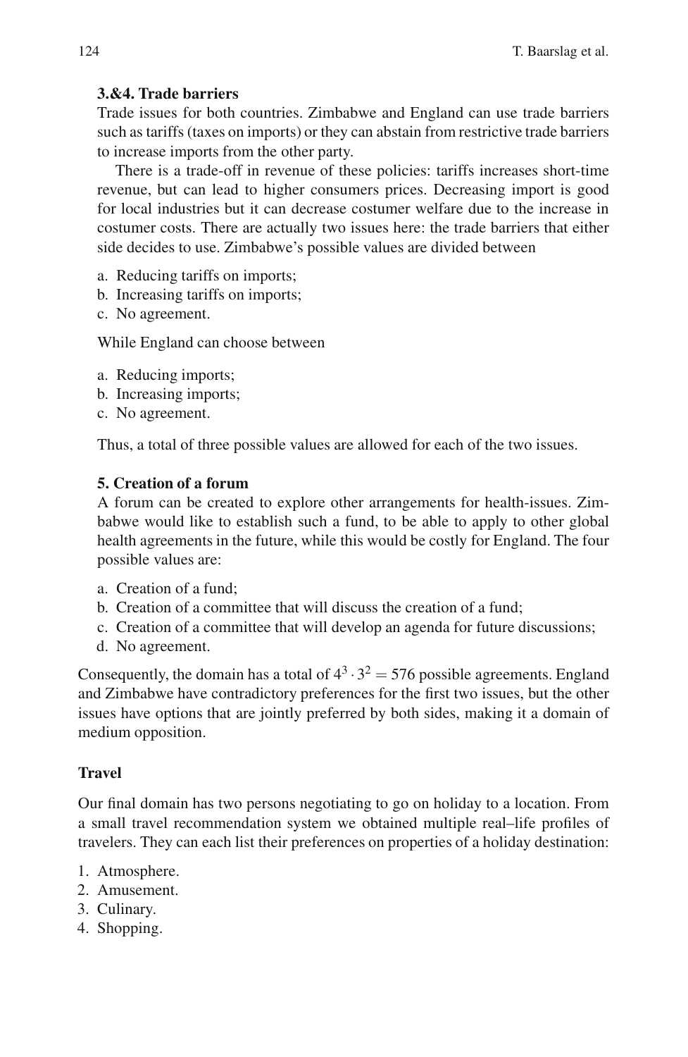**3.&4. Trade barriers**

Trade issues for both countries. Zimbabwe and England can use trade barriers such as tariffs (taxes on imports) or they can abstain from restrictive trade barriers to increase imports from the other party.

There is a trade-off in revenue of these policies: tariffs increases short-time revenue, but can lead to higher consumers prices. Decreasing import is good for local industries but it can decrease costumer welfare due to the increase in costumer costs. There are actually two issues here: the trade barriers that either side decides to use. Zimbabwe's possible values are divided between

a. Reducing tariffs on imports;
b. Increasing tariffs on imports;
c. No agreement.

While England can choose between

a. Reducing imports;
b. Increasing imports;
c. No agreement.

Thus, a total of three possible values are allowed for each of the two issues.

**5. Creation of a forum**

A forum can be created to explore other arrangements for health-issues. Zimbabwe would like to establish such a fund, to be able to apply to other global health agreements in the future, while this would be costly for England. The four possible values are:

a. Creation of a fund;
b. Creation of a committee that will discuss the creation of a fund;
c. Creation of a committee that will develop an agenda for future discussions;
d. No agreement.

Consequently, the domain has a total of $4^3 \cdot 3^2 = 576$ possible agreements. England and Zimbabwe have contradictory preferences for the first two issues, but the other issues have options that are jointly preferred by both sides, making it a domain of medium opposition.

**Travel**

Our final domain has two persons negotiating to go on holiday to a location. From a small travel recommendation system we obtained multiple real–life profiles of travelers. They can each list their preferences on properties of a holiday destination:

1. Atmosphere.
2. Amusement.
3. Culinary.
4. Shopping.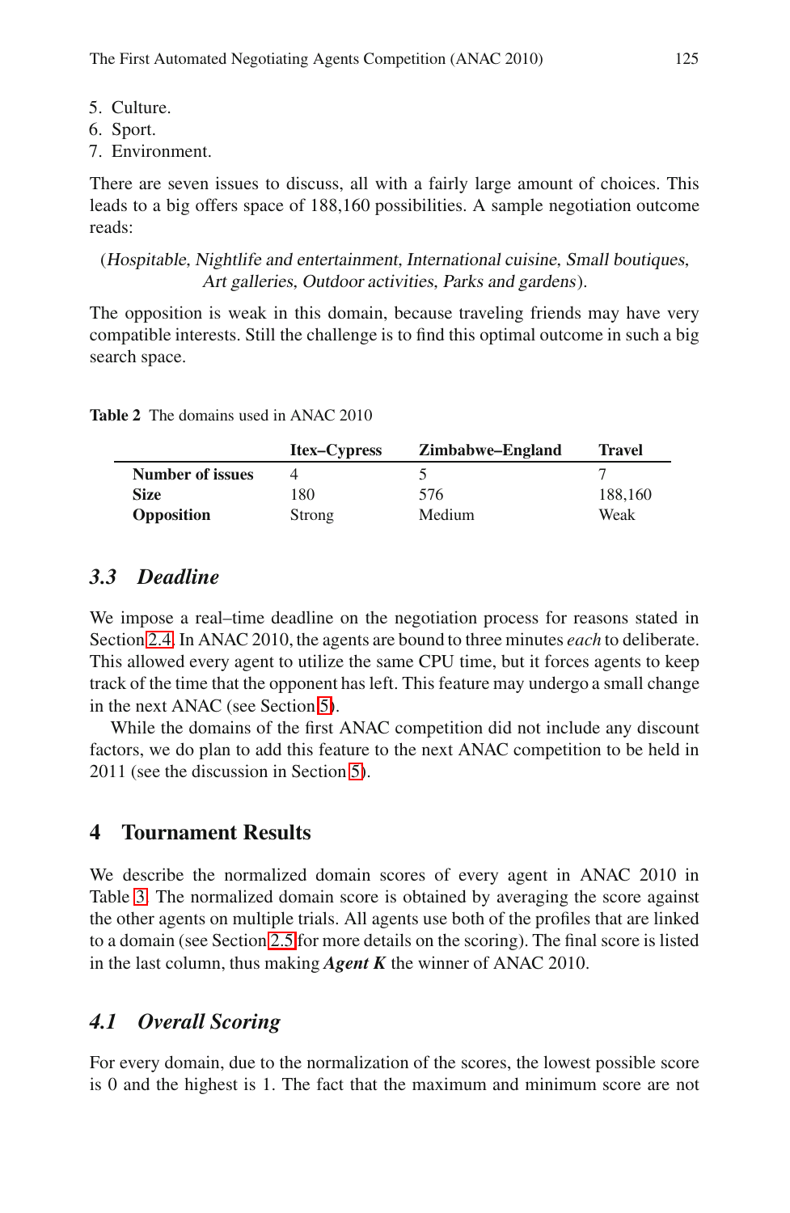5. Culture.
6. Sport.
7. Environment.

There are seven issues to discuss, all with a fairly large amount of choices. This leads to a big offers space of 188,160 possibilities. A sample negotiation outcome reads:

(*Hospitable*, *Nightlife and entertainment*, *International cuisine*, *Small boutiques*, *Art galleries*, *Outdoor activities*, *Parks and gardens*).

The opposition is weak in this domain, because traveling friends may have very compatible interests. Still the challenge is to find this optimal outcome in such a big search space.

**Table 2** The domains used in ANAC 2010

| | **Itex–Cypress** | **Zimbabwe–England** | **Travel** |
|---|---|---|---|
| **Number of issues** | 4 | 5 | 7 |
| **Size** | 180 | 576 | 188,160 |
| **Opposition** | Strong | Medium | Weak |

### 3.3 Deadline

We impose a real–time deadline on the negotiation process for reasons stated in Section 2.4. In ANAC 2010, the agents are bound to three minutes *each* to deliberate. This allowed every agent to utilize the same CPU time, but it forces agents to keep track of the time that the opponent has left. This feature may undergo a small change in the next ANAC (see Section 5).

While the domains of the first ANAC competition did not include any discount factors, we do plan to add this feature to the next ANAC competition to be held in 2011 (see the discussion in Section 5).

## 4 Tournament Results

We describe the normalized domain scores of every agent in ANAC 2010 in Table 3. The normalized domain score is obtained by averaging the score against the other agents on multiple trials. All agents use both of the profiles that are linked to a domain (see Section 2.5 for more details on the scoring). The final score is listed in the last column, thus making ***Agent K*** the winner of ANAC 2010.

### 4.1 Overall Scoring

For every domain, due to the normalization of the scores, the lowest possible score is 0 and the highest is 1. The fact that the maximum and minimum score are not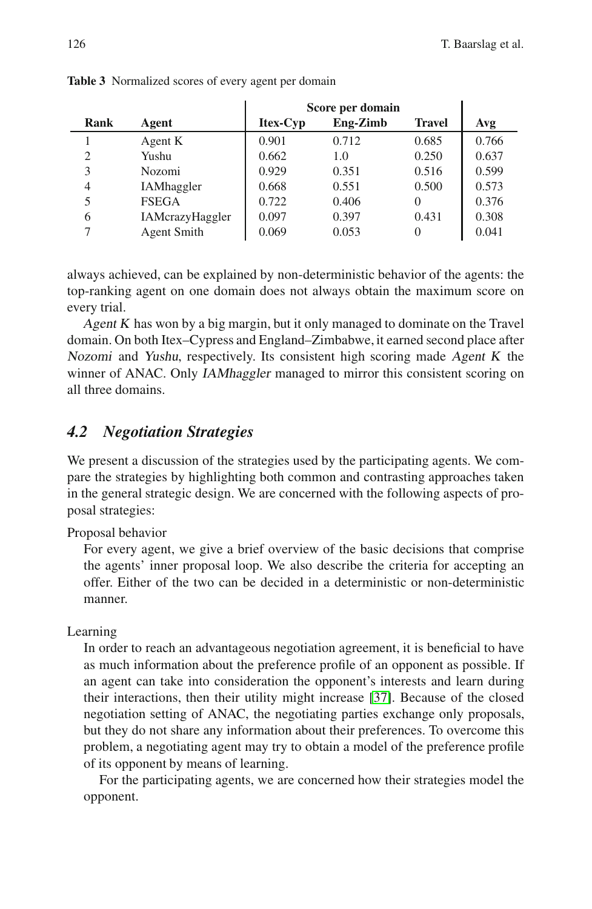**Table 3** Normalized scores of every agent per domain

| | | Score per domain | | | |
|---|---|---|---|---|---|
| **Rank** | **Agent** | **Itex-Cyp** | **Eng-Zimb** | **Travel** | **Avg** |
| 1 | Agent K | 0.901 | 0.712 | 0.685 | 0.766 |
| 2 | Yushu | 0.662 | 1.0 | 0.250 | 0.637 |
| 3 | Nozomi | 0.929 | 0.351 | 0.516 | 0.599 |
| 4 | IAMhaggler | 0.668 | 0.551 | 0.500 | 0.573 |
| 5 | FSEGA | 0.722 | 0.406 | 0 | 0.376 |
| 6 | IAMcrazyHaggler | 0.097 | 0.397 | 0.431 | 0.308 |
| 7 | Agent Smith | 0.069 | 0.053 | 0 | 0.041 |

always achieved, can be explained by non-deterministic behavior of the agents: the top-ranking agent on one domain does not always obtain the maximum score on every trial.

*Agent K* has won by a big margin, but it only managed to dominate on the Travel domain. On both Itex–Cypress and England–Zimbabwe, it earned second place after *Nozomi* and *Yushu*, respectively. Its consistent high scoring made *Agent K* the winner of ANAC. Only *IAMhaggler* managed to mirror this consistent scoring on all three domains.

## *4.2 Negotiation Strategies*

We present a discussion of the strategies used by the participating agents. We compare the strategies by highlighting both common and contrasting approaches taken in the general strategic design. We are concerned with the following aspects of proposal strategies:

Proposal behavior

For every agent, we give a brief overview of the basic decisions that comprise the agents' inner proposal loop. We also describe the criteria for accepting an offer. Either of the two can be decided in a deterministic or non-deterministic manner.

Learning

In order to reach an advantageous negotiation agreement, it is beneficial to have as much information about the preference profile of an opponent as possible. If an agent can take into consideration the opponent's interests and learn during their interactions, then their utility might increase [37]. Because of the closed negotiation setting of ANAC, the negotiating parties exchange only proposals, but they do not share any information about their preferences. To overcome this problem, a negotiating agent may try to obtain a model of the preference profile of its opponent by means of learning.

For the participating agents, we are concerned how their strategies model the opponent.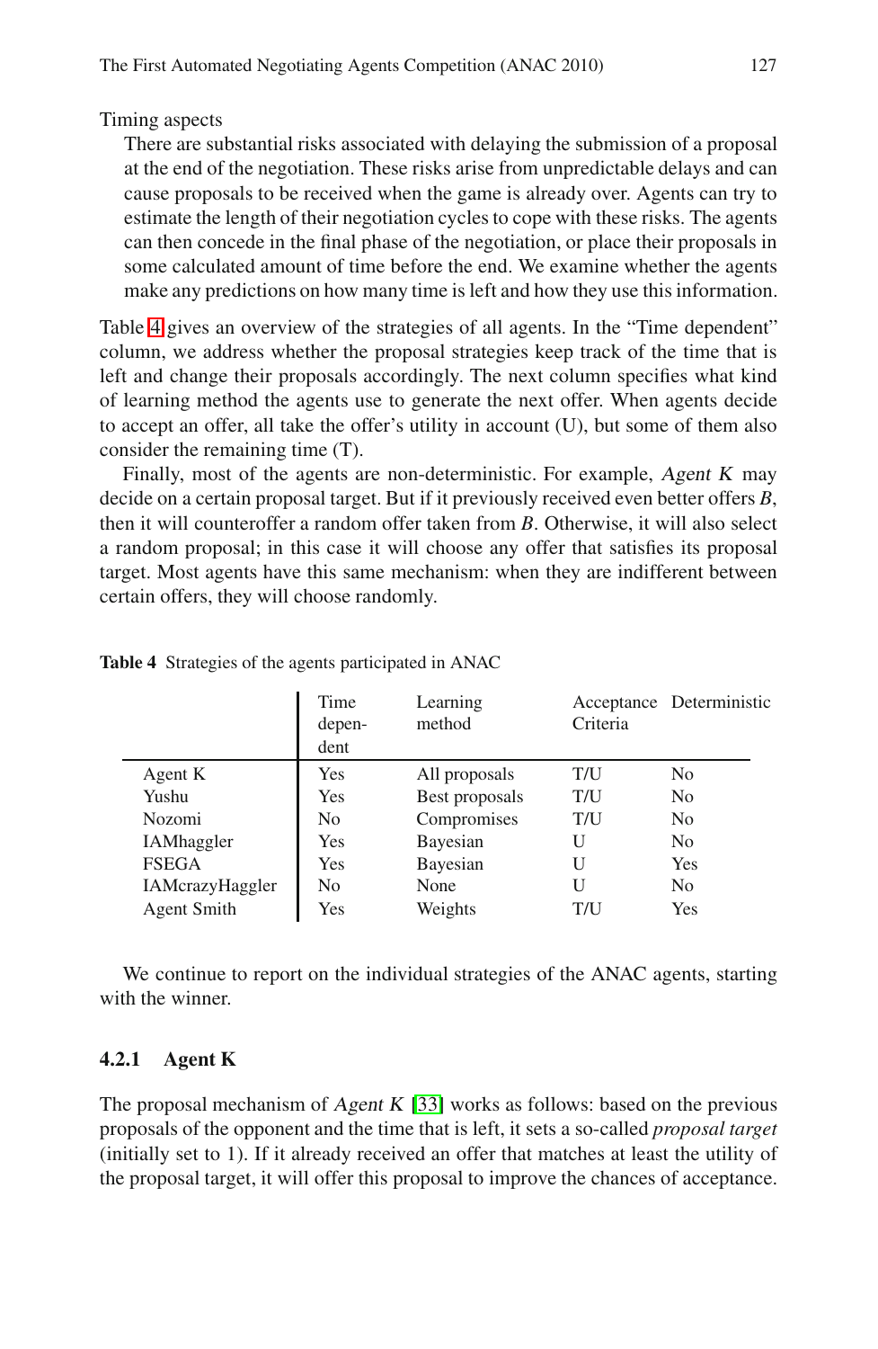Timing aspects

There are substantial risks associated with delaying the submission of a proposal at the end of the negotiation. These risks arise from unpredictable delays and can cause proposals to be received when the game is already over. Agents can try to estimate the length of their negotiation cycles to cope with these risks. The agents can then concede in the final phase of the negotiation, or place their proposals in some calculated amount of time before the end. We examine whether the agents make any predictions on how many time is left and how they use this information.

Table 4 gives an overview of the strategies of all agents. In the "Time dependent" column, we address whether the proposal strategies keep track of the time that is left and change their proposals accordingly. The next column specifies what kind of learning method the agents use to generate the next offer. When agents decide to accept an offer, all take the offer's utility in account (U), but some of them also consider the remaining time (T).

Finally, most of the agents are non-deterministic. For example, *Agent K* may decide on a certain proposal target. But if it previously received even better offers *B*, then it will counteroffer a random offer taken from *B*. Otherwise, it will also select a random proposal; in this case it will choose any offer that satisfies its proposal target. Most agents have this same mechanism: when they are indifferent between certain offers, they will choose randomly.

**Table 4** Strategies of the agents participated in ANAC

| | Time dependent | Learning method | Acceptance Criteria | Deterministic |
|---|---|---|---|---|
| Agent K | Yes | All proposals | T/U | No |
| Yushu | Yes | Best proposals | T/U | No |
| Nozomi | No | Compromises | T/U | No |
| IAMhaggler | Yes | Bayesian | U | No |
| FSEGA | Yes | Bayesian | U | Yes |
| IAMcrazyHaggler | No | None | U | No |
| Agent Smith | Yes | Weights | T/U | Yes |

We continue to report on the individual strategies of the ANAC agents, starting with the winner.

### 4.2.1 Agent K

The proposal mechanism of *Agent K* [33] works as follows: based on the previous proposals of the opponent and the time that is left, it sets a so-called *proposal target* (initially set to 1). If it already received an offer that matches at least the utility of the proposal target, it will offer this proposal to improve the chances of acceptance.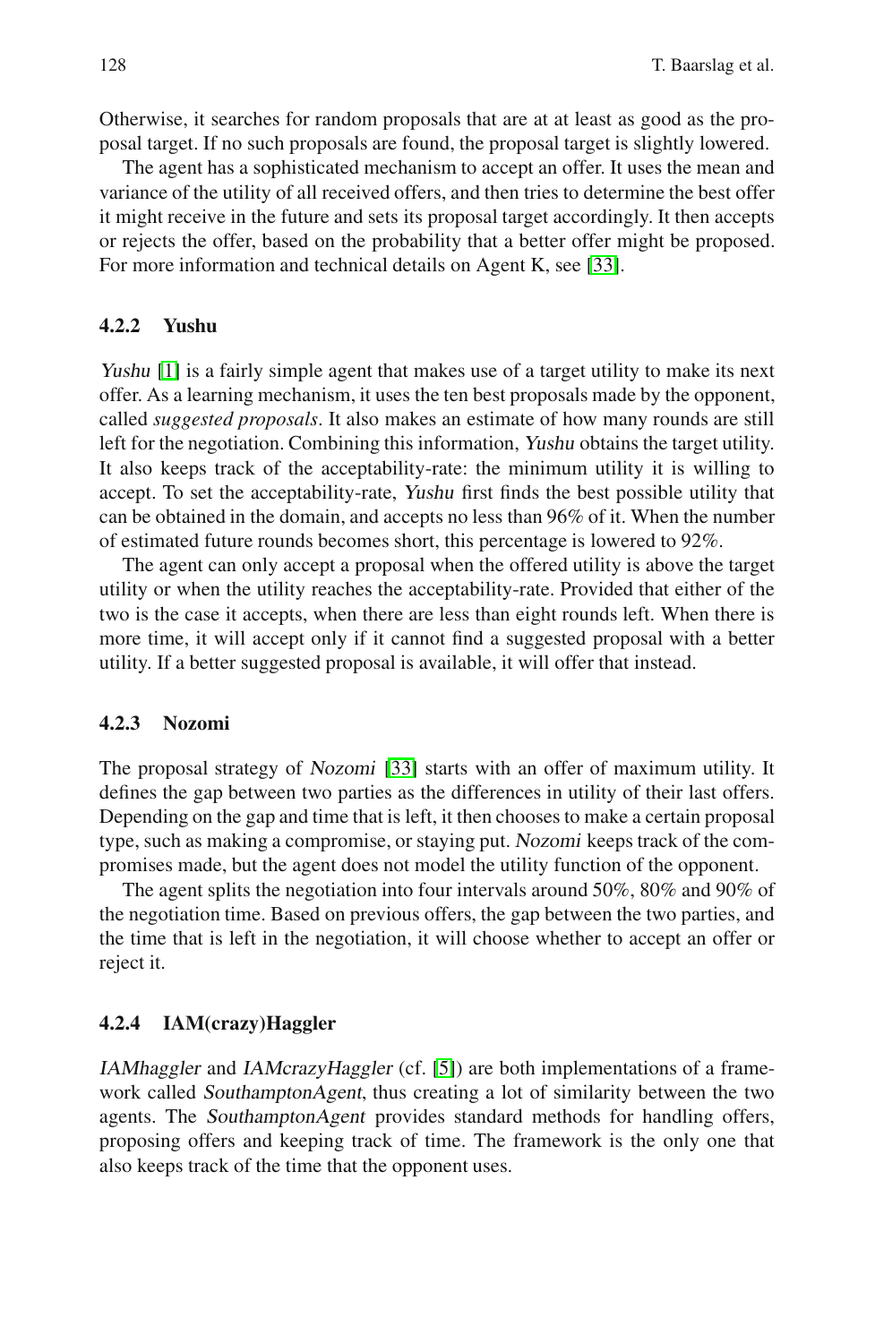Otherwise, it searches for random proposals that are at at least as good as the proposal target. If no such proposals are found, the proposal target is slightly lowered.

The agent has a sophisticated mechanism to accept an offer. It uses the mean and variance of the utility of all received offers, and then tries to determine the best offer it might receive in the future and sets its proposal target accordingly. It then accepts or rejects the offer, based on the probability that a better offer might be proposed. For more information and technical details on Agent K, see [33].

### 4.2.2 Yushu

*Yushu* [1] is a fairly simple agent that makes use of a target utility to make its next offer. As a learning mechanism, it uses the ten best proposals made by the opponent, called *suggested proposals*. It also makes an estimate of how many rounds are still left for the negotiation. Combining this information, *Yushu* obtains the target utility. It also keeps track of the acceptability-rate: the minimum utility it is willing to accept. To set the acceptability-rate, *Yushu* first finds the best possible utility that can be obtained in the domain, and accepts no less than 96% of it. When the number of estimated future rounds becomes short, this percentage is lowered to 92%.

The agent can only accept a proposal when the offered utility is above the target utility or when the utility reaches the acceptability-rate. Provided that either of the two is the case it accepts, when there are less than eight rounds left. When there is more time, it will accept only if it cannot find a suggested proposal with a better utility. If a better suggested proposal is available, it will offer that instead.

### 4.2.3 Nozomi

The proposal strategy of *Nozomi* [33] starts with an offer of maximum utility. It defines the gap between two parties as the differences in utility of their last offers. Depending on the gap and time that is left, it then chooses to make a certain proposal type, such as making a compromise, or staying put. *Nozomi* keeps track of the compromises made, but the agent does not model the utility function of the opponent.

The agent splits the negotiation into four intervals around 50%, 80% and 90% of the negotiation time. Based on previous offers, the gap between the two parties, and the time that is left in the negotiation, it will choose whether to accept an offer or reject it.

### 4.2.4 IAM(crazy)Haggler

*IAMhaggler* and *IAMcrazyHaggler* (cf. [5]) are both implementations of a framework called *SouthamptonAgent*, thus creating a lot of similarity between the two agents. The *SouthamptonAgent* provides standard methods for handling offers, proposing offers and keeping track of time. The framework is the only one that also keeps track of the time that the opponent uses.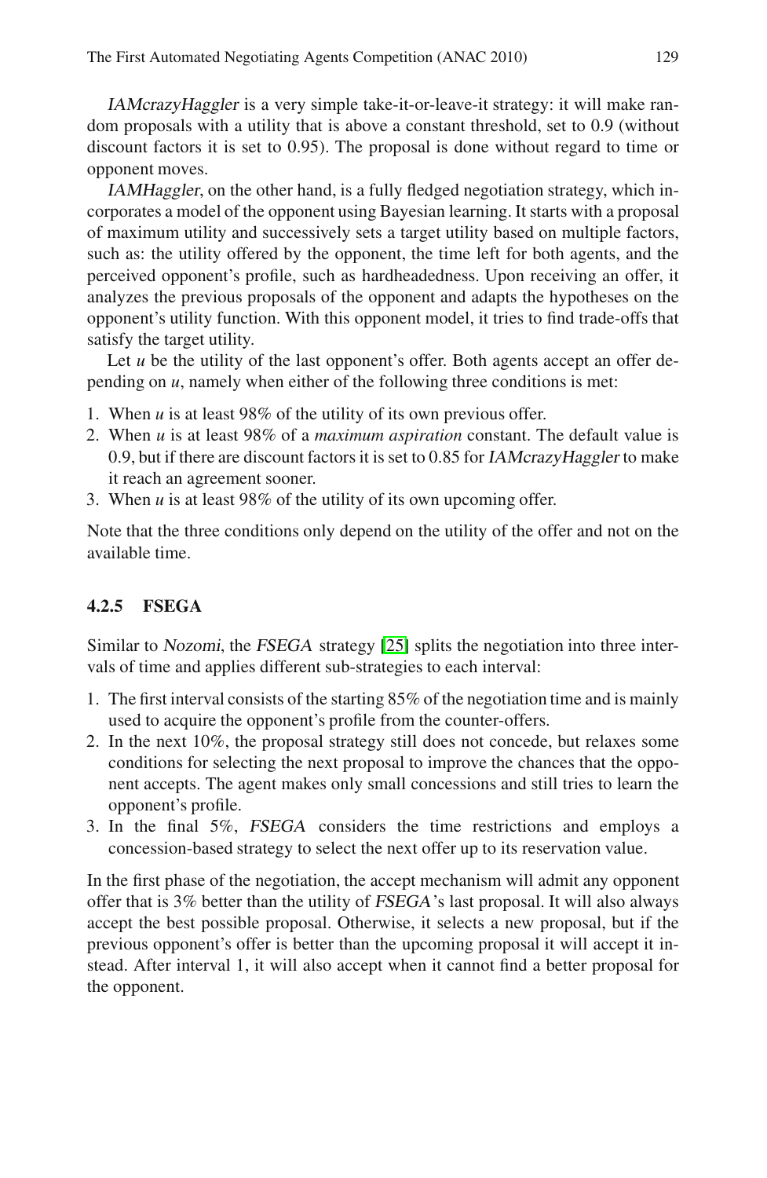*IAMcrazyHaggler* is a very simple take-it-or-leave-it strategy: it will make random proposals with a utility that is above a constant threshold, set to 0.9 (without discount factors it is set to 0.95). The proposal is done without regard to time or opponent moves.

*IAMHaggler*, on the other hand, is a fully fledged negotiation strategy, which incorporates a model of the opponent using Bayesian learning. It starts with a proposal of maximum utility and successively sets a target utility based on multiple factors, such as: the utility offered by the opponent, the time left for both agents, and the perceived opponent's profile, such as hardheadedness. Upon receiving an offer, it analyzes the previous proposals of the opponent and adapts the hypotheses on the opponent's utility function. With this opponent model, it tries to find trade-offs that satisfy the target utility.

Let $u$ be the utility of the last opponent's offer. Both agents accept an offer depending on $u$, namely when either of the following three conditions is met:

1. When $u$ is at least 98% of the utility of its own previous offer.
2. When $u$ is at least 98% of a *maximum aspiration* constant. The default value is 0.9, but if there are discount factors it is set to 0.85 for *IAMcrazyHaggler* to make it reach an agreement sooner.
3. When $u$ is at least 98% of the utility of its own upcoming offer.

Note that the three conditions only depend on the utility of the offer and not on the available time.

#### 4.2.5 FSEGA

Similar to *Nozomi*, the *FSEGA* strategy [25] splits the negotiation into three intervals of time and applies different sub-strategies to each interval:

1. The first interval consists of the starting 85% of the negotiation time and is mainly used to acquire the opponent's profile from the counter-offers.
2. In the next 10%, the proposal strategy still does not concede, but relaxes some conditions for selecting the next proposal to improve the chances that the opponent accepts. The agent makes only small concessions and still tries to learn the opponent's profile.
3. In the final 5%, *FSEGA* considers the time restrictions and employs a concession-based strategy to select the next offer up to its reservation value.

In the first phase of the negotiation, the accept mechanism will admit any opponent offer that is 3% better than the utility of *FSEGA*'s last proposal. It will also always accept the best possible proposal. Otherwise, it selects a new proposal, but if the previous opponent's offer is better than the upcoming proposal it will accept it instead. After interval 1, it will also accept when it cannot find a better proposal for the opponent.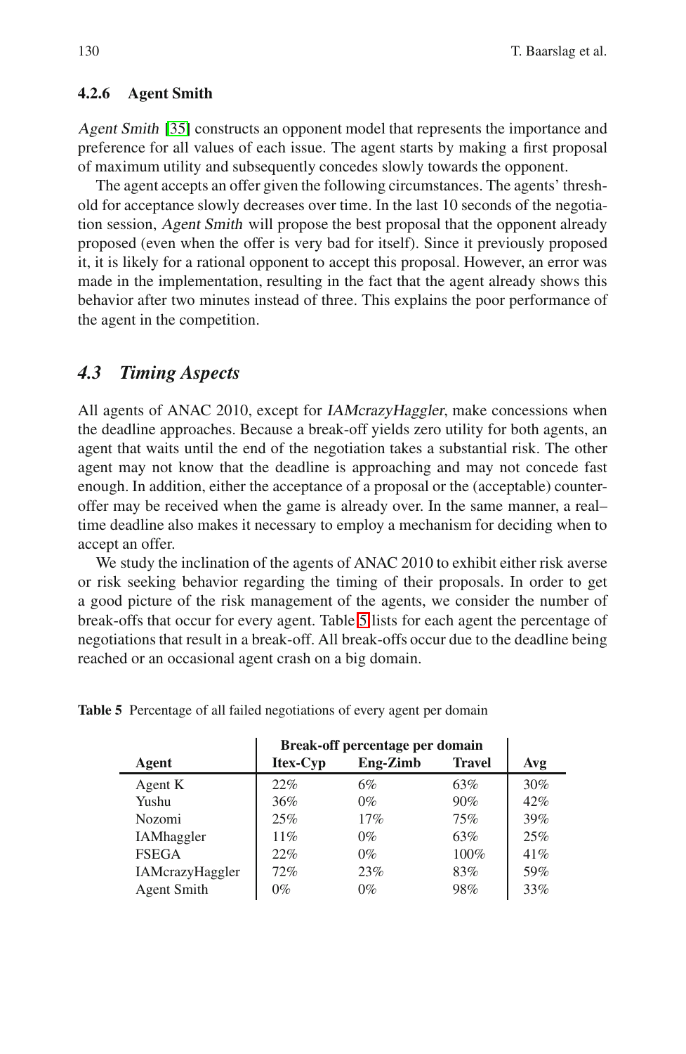#### 4.2.6 Agent Smith

*Agent Smith* [35] constructs an opponent model that represents the importance and preference for all values of each issue. The agent starts by making a first proposal of maximum utility and subsequently concedes slowly towards the opponent.

The agent accepts an offer given the following circumstances. The agents' threshold for acceptance slowly decreases over time. In the last 10 seconds of the negotiation session, *Agent Smith* will propose the best proposal that the opponent already proposed (even when the offer is very bad for itself). Since it previously proposed it, it is likely for a rational opponent to accept this proposal. However, an error was made in the implementation, resulting in the fact that the agent already shows this behavior after two minutes instead of three. This explains the poor performance of the agent in the competition.

### *4.3 Timing Aspects*

All agents of ANAC 2010, except for *IAMcrazyHaggler*, make concessions when the deadline approaches. Because a break-off yields zero utility for both agents, an agent that waits until the end of the negotiation takes a substantial risk. The other agent may not know that the deadline is approaching and may not concede fast enough. In addition, either the acceptance of a proposal or the (acceptable) counter-offer may be received when the game is already over. In the same manner, a real–time deadline also makes it necessary to employ a mechanism for deciding when to accept an offer.

We study the inclination of the agents of ANAC 2010 to exhibit either risk averse or risk seeking behavior regarding the timing of their proposals. In order to get a good picture of the risk management of the agents, we consider the number of break-offs that occur for every agent. Table 5 lists for each agent the percentage of negotiations that result in a break-off. All break-offs occur due to the deadline being reached or an occasional agent crash on a big domain.

**Table 5** Percentage of all failed negotiations of every agent per domain

| | **Break-off percentage per domain** | | | |
|---|---|---|---|---|
| **Agent** | **Itex-Cyp** | **Eng-Zimb** | **Travel** | **Avg** |
| Agent K | 22% | 6% | 63% | 30% |
| Yushu | 36% | 0% | 90% | 42% |
| Nozomi | 25% | 17% | 75% | 39% |
| IAMhaggler | 11% | 0% | 63% | 25% |
| FSEGA | 22% | 0% | 100% | 41% |
| IAMcrazyHaggler | 72% | 23% | 83% | 59% |
| Agent Smith | 0% | 0% | 98% | 33% |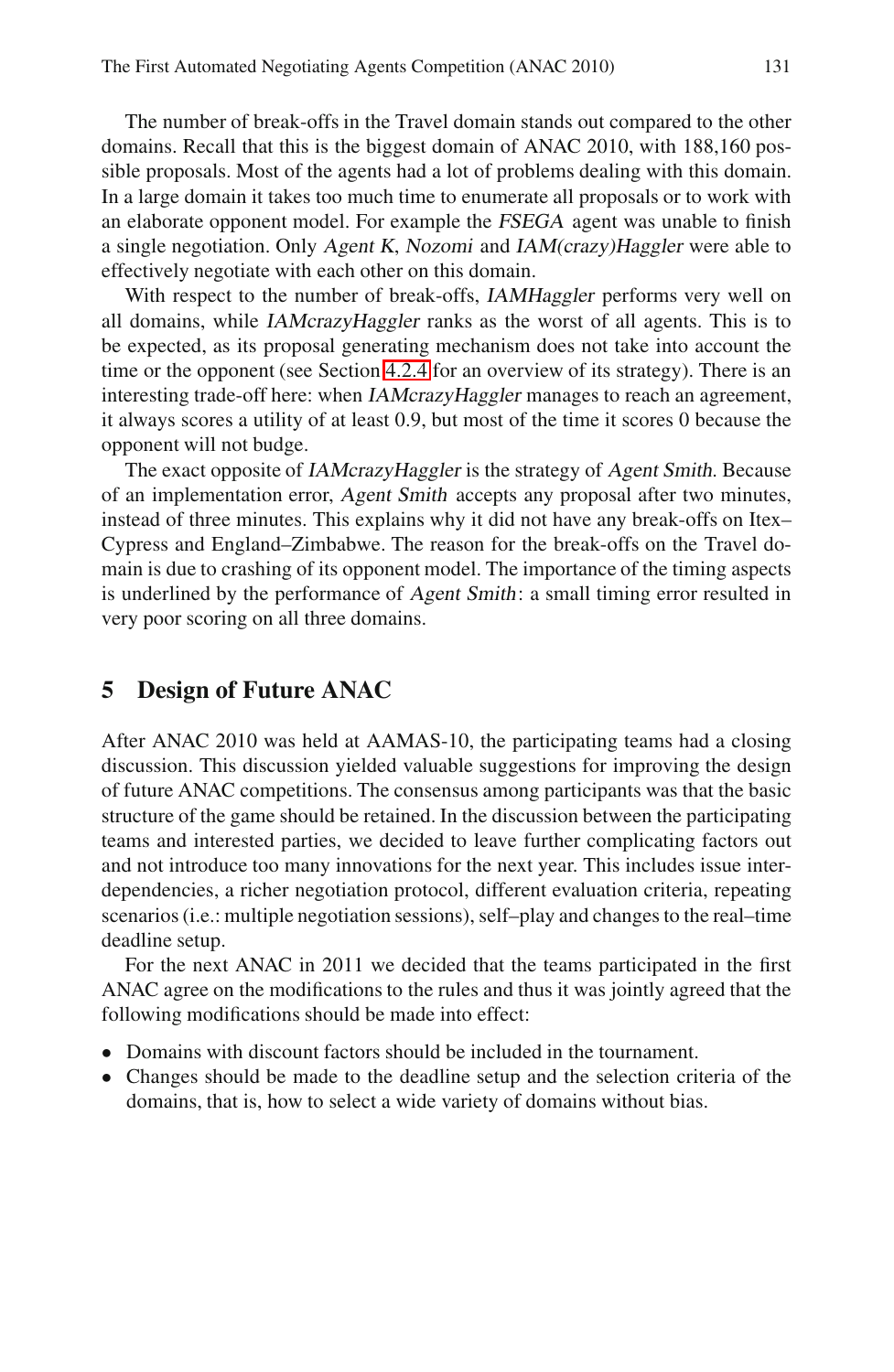The number of break-offs in the Travel domain stands out compared to the other domains. Recall that this is the biggest domain of ANAC 2010, with 188,160 possible proposals. Most of the agents had a lot of problems dealing with this domain. In a large domain it takes too much time to enumerate all proposals or to work with an elaborate opponent model. For example the *FSEGA* agent was unable to finish a single negotiation. Only *Agent K*, *Nozomi* and *IAM(crazy)Haggler* were able to effectively negotiate with each other on this domain.

With respect to the number of break-offs, *IAMHaggler* performs very well on all domains, while *IAMcrazyHaggler* ranks as the worst of all agents. This is to be expected, as its proposal generating mechanism does not take into account the time or the opponent (see Section 4.2.4 for an overview of its strategy). There is an interesting trade-off here: when *IAMcrazyHaggler* manages to reach an agreement, it always scores a utility of at least 0.9, but most of the time it scores 0 because the opponent will not budge.

The exact opposite of *IAMcrazyHaggler* is the strategy of *Agent Smith*. Because of an implementation error, *Agent Smith* accepts any proposal after two minutes, instead of three minutes. This explains why it did not have any break-offs on Itex–Cypress and England–Zimbabwe. The reason for the break-offs on the Travel domain is due to crashing of its opponent model. The importance of the timing aspects is underlined by the performance of *Agent Smith*: a small timing error resulted in very poor scoring on all three domains.

## 5 Design of Future ANAC

After ANAC 2010 was held at AAMAS-10, the participating teams had a closing discussion. This discussion yielded valuable suggestions for improving the design of future ANAC competitions. The consensus among participants was that the basic structure of the game should be retained. In the discussion between the participating teams and interested parties, we decided to leave further complicating factors out and not introduce too many innovations for the next year. This includes issue interdependencies, a richer negotiation protocol, different evaluation criteria, repeating scenarios (i.e.: multiple negotiation sessions), self–play and changes to the real–time deadline setup.

For the next ANAC in 2011 we decided that the teams participated in the first ANAC agree on the modifications to the rules and thus it was jointly agreed that the following modifications should be made into effect:

- Domains with discount factors should be included in the tournament.
- Changes should be made to the deadline setup and the selection criteria of the domains, that is, how to select a wide variety of domains without bias.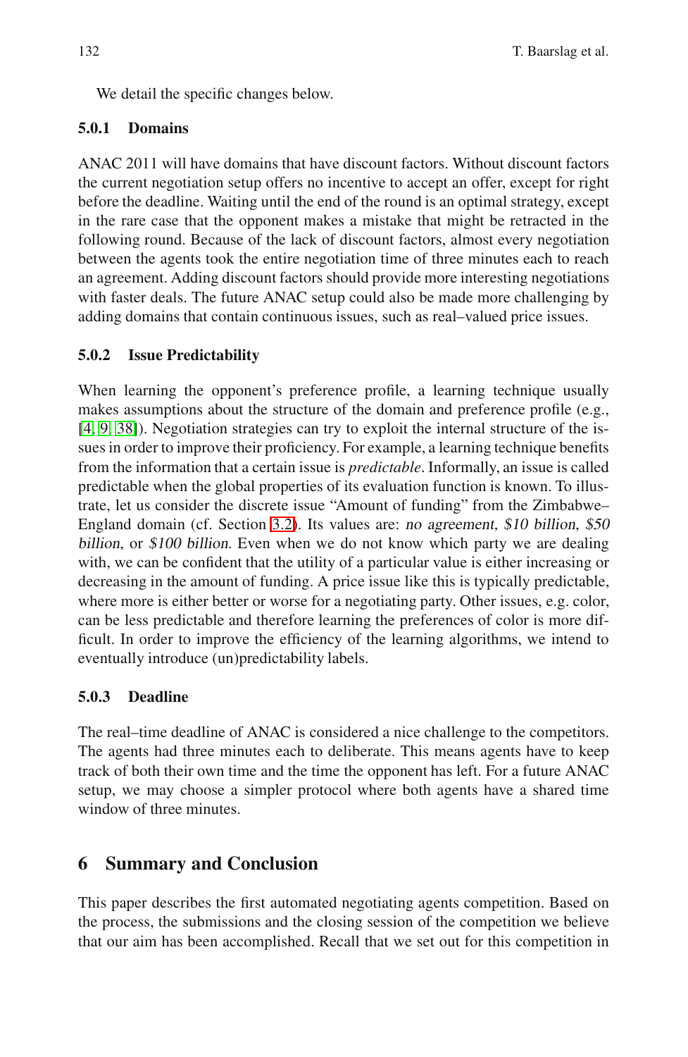We detail the specific changes below.

### 5.0.1 Domains

ANAC 2011 will have domains that have discount factors. Without discount factors the current negotiation setup offers no incentive to accept an offer, except for right before the deadline. Waiting until the end of the round is an optimal strategy, except in the rare case that the opponent makes a mistake that might be retracted in the following round. Because of the lack of discount factors, almost every negotiation between the agents took the entire negotiation time of three minutes each to reach an agreement. Adding discount factors should provide more interesting negotiations with faster deals. The future ANAC setup could also be made more challenging by adding domains that contain continuous issues, such as real–valued price issues.

### 5.0.2 Issue Predictability

When learning the opponent's preference profile, a learning technique usually makes assumptions about the structure of the domain and preference profile (e.g., [4, 9, 38]). Negotiation strategies can try to exploit the internal structure of the issues in order to improve their proficiency. For example, a learning technique benefits from the information that a certain issue is *predictable*. Informally, an issue is called predictable when the global properties of its evaluation function is known. To illustrate, let us consider the discrete issue "Amount of funding" from the Zimbabwe–England domain (cf. Section 3.2). Its values are: *no agreement*, *$10 billion*, *$50 billion*, or *$100 billion*. Even when we do not know which party we are dealing with, we can be confident that the utility of a particular value is either increasing or decreasing in the amount of funding. A price issue like this is typically predictable, where more is either better or worse for a negotiating party. Other issues, e.g. color, can be less predictable and therefore learning the preferences of color is more difficult. In order to improve the efficiency of the learning algorithms, we intend to eventually introduce (un)predictability labels.

### 5.0.3 Deadline

The real–time deadline of ANAC is considered a nice challenge to the competitors. The agents had three minutes each to deliberate. This means agents have to keep track of both their own time and the time the opponent has left. For a future ANAC setup, we may choose a simpler protocol where both agents have a shared time window of three minutes.

## 6 Summary and Conclusion

This paper describes the first automated negotiating agents competition. Based on the process, the submissions and the closing session of the competition we believe that our aim has been accomplished. Recall that we set out for this competition in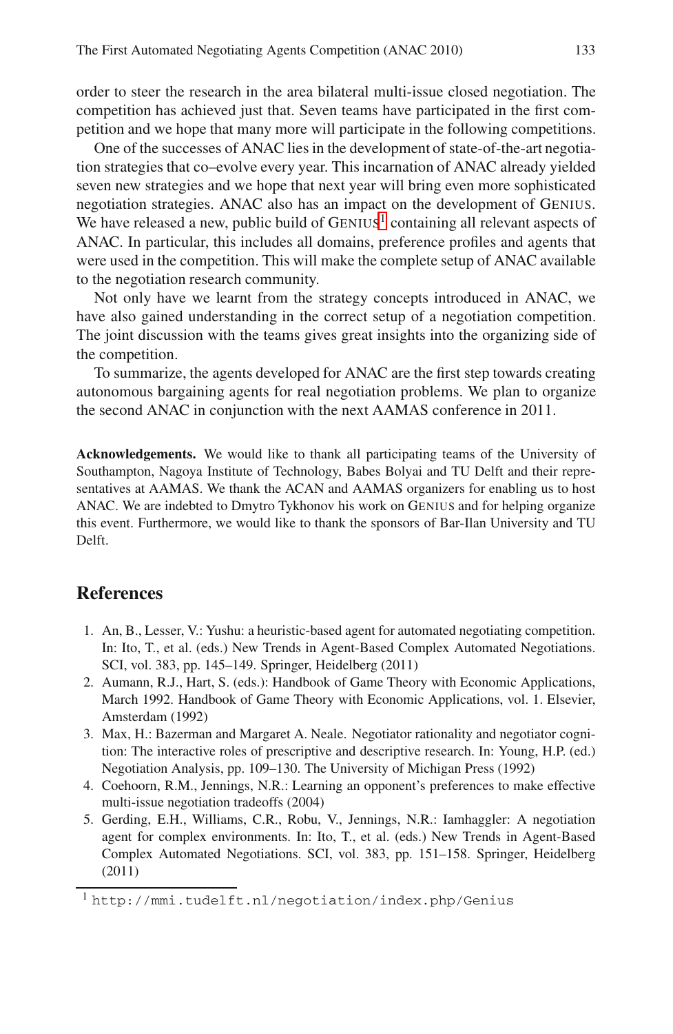order to steer the research in the area bilateral multi-issue closed negotiation. The competition has achieved just that. Seven teams have participated in the first competition and we hope that many more will participate in the following competitions.

One of the successes of ANAC lies in the development of state-of-the-art negotiation strategies that co–evolve every year. This incarnation of ANAC already yielded seven new strategies and we hope that next year will bring even more sophisticated negotiation strategies. ANAC also has an impact on the development of GENIUS. We have released a new, public build of GENIUS[1] containing all relevant aspects of ANAC. In particular, this includes all domains, preference profiles and agents that were used in the competition. This will make the complete setup of ANAC available to the negotiation research community.

Not only have we learnt from the strategy concepts introduced in ANAC, we have also gained understanding in the correct setup of a negotiation competition. The joint discussion with the teams gives great insights into the organizing side of the competition.

To summarize, the agents developed for ANAC are the first step towards creating autonomous bargaining agents for real negotiation problems. We plan to organize the second ANAC in conjunction with the next AAMAS conference in 2011.

**Acknowledgements.** We would like to thank all participating teams of the University of Southampton, Nagoya Institute of Technology, Babes Bolyai and TU Delft and their representatives at AAMAS. We thank the ACAN and AAMAS organizers for enabling us to host ANAC. We are indebted to Dmytro Tykhonov his work on GENIUS and for helping organize this event. Furthermore, we would like to thank the sponsors of Bar-Ilan University and TU Delft.

## References

1. An, B., Lesser, V.: Yushu: a heuristic-based agent for automated negotiating competition. In: Ito, T., et al. (eds.) New Trends in Agent-Based Complex Automated Negotiations. SCI, vol. 383, pp. 145–149. Springer, Heidelberg (2011)
2. Aumann, R.J., Hart, S. (eds.): Handbook of Game Theory with Economic Applications, March 1992. Handbook of Game Theory with Economic Applications, vol. 1. Elsevier, Amsterdam (1992)
3. Max, H.: Bazerman and Margaret A. Neale. Negotiator rationality and negotiator cognition: The interactive roles of prescriptive and descriptive research. In: Young, H.P. (ed.) Negotiation Analysis, pp. 109–130. The University of Michigan Press (1992)
4. Coehoorn, R.M., Jennings, N.R.: Learning an opponent's preferences to make effective multi-issue negotiation tradeoffs (2004)
5. Gerding, E.H., Williams, C.R., Robu, V., Jennings, N.R.: Iamhaggler: A negotiation agent for complex environments. In: Ito, T., et al. (eds.) New Trends in Agent-Based Complex Automated Negotiations. SCI, vol. 383, pp. 151–158. Springer, Heidelberg (2011)

[1] `http://mmi.tudelft.nl/negotiation/index.php/Genius`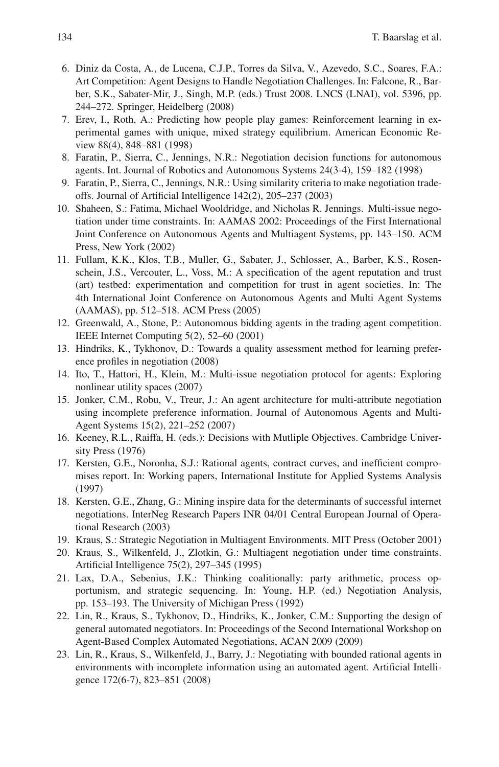6. Diniz da Costa, A., de Lucena, C.J.P., Torres da Silva, V., Azevedo, S.C., Soares, F.A.: Art Competition: Agent Designs to Handle Negotiation Challenges. In: Falcone, R., Barber, S.K., Sabater-Mir, J., Singh, M.P. (eds.) Trust 2008. LNCS (LNAI), vol. 5396, pp. 244–272. Springer, Heidelberg (2008)
7. Erev, I., Roth, A.: Predicting how people play games: Reinforcement learning in experimental games with unique, mixed strategy equilibrium. American Economic Review 88(4), 848–881 (1998)
8. Faratin, P., Sierra, C., Jennings, N.R.: Negotiation decision functions for autonomous agents. Int. Journal of Robotics and Autonomous Systems 24(3-4), 159–182 (1998)
9. Faratin, P., Sierra, C., Jennings, N.R.: Using similarity criteria to make negotiation tradeoffs. Journal of Artificial Intelligence 142(2), 205–237 (2003)
10. Shaheen, S.: Fatima, Michael Wooldridge, and Nicholas R. Jennings. Multi-issue negotiation under time constraints. In: AAMAS 2002: Proceedings of the First International Joint Conference on Autonomous Agents and Multiagent Systems, pp. 143–150. ACM Press, New York (2002)
11. Fullam, K.K., Klos, T.B., Muller, G., Sabater, J., Schlosser, A., Barber, K.S., Rosenschein, J.S., Vercouter, L., Voss, M.: A specification of the agent reputation and trust (art) testbed: experimentation and competition for trust in agent societies. In: The 4th International Joint Conference on Autonomous Agents and Multi Agent Systems (AAMAS), pp. 512–518. ACM Press (2005)
12. Greenwald, A., Stone, P.: Autonomous bidding agents in the trading agent competition. IEEE Internet Computing 5(2), 52–60 (2001)
13. Hindriks, K., Tykhonov, D.: Towards a quality assessment method for learning preference profiles in negotiation (2008)
14. Ito, T., Hattori, H., Klein, M.: Multi-issue negotiation protocol for agents: Exploring nonlinear utility spaces (2007)
15. Jonker, C.M., Robu, V., Treur, J.: An agent architecture for multi-attribute negotiation using incomplete preference information. Journal of Autonomous Agents and Multi-Agent Systems 15(2), 221–252 (2007)
16. Keeney, R.L., Raiffa, H. (eds.): Decisions with Mutliple Objectives. Cambridge University Press (1976)
17. Kersten, G.E., Noronha, S.J.: Rational agents, contract curves, and inefficient compromises report. In: Working papers, International Institute for Applied Systems Analysis (1997)
18. Kersten, G.E., Zhang, G.: Mining inspire data for the determinants of successful internet negotiations. InterNeg Research Papers INR 04/01 Central European Journal of Operational Research (2003)
19. Kraus, S.: Strategic Negotiation in Multiagent Environments. MIT Press (October 2001)
20. Kraus, S., Wilkenfeld, J., Zlotkin, G.: Multiagent negotiation under time constraints. Artificial Intelligence 75(2), 297–345 (1995)
21. Lax, D.A., Sebenius, J.K.: Thinking coalitionally: party arithmetic, process opportunism, and strategic sequencing. In: Young, H.P. (ed.) Negotiation Analysis, pp. 153–193. The University of Michigan Press (1992)
22. Lin, R., Kraus, S., Tykhonov, D., Hindriks, K., Jonker, C.M.: Supporting the design of general automated negotiators. In: Proceedings of the Second International Workshop on Agent-Based Complex Automated Negotiations, ACAN 2009 (2009)
23. Lin, R., Kraus, S., Wilkenfeld, J., Barry, J.: Negotiating with bounded rational agents in environments with incomplete information using an automated agent. Artificial Intelligence 172(6-7), 823–851 (2008)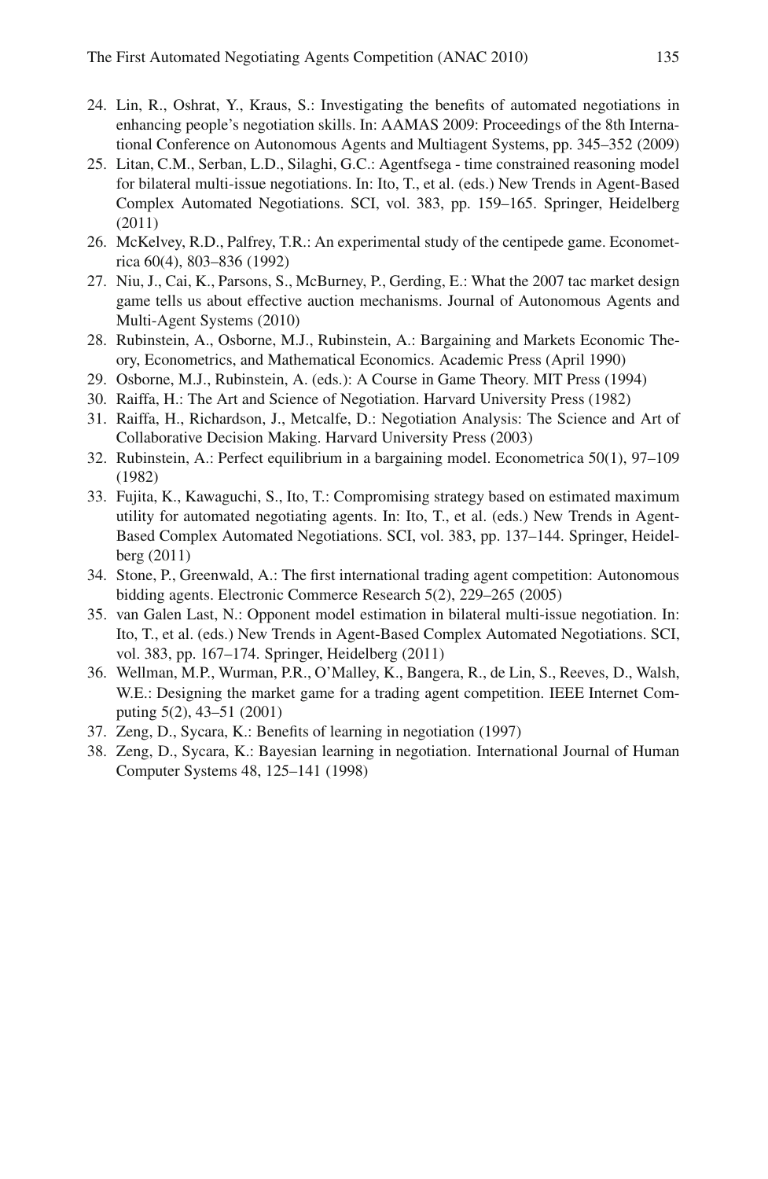24. Lin, R., Oshrat, Y., Kraus, S.: Investigating the benefits of automated negotiations in enhancing people's negotiation skills. In: AAMAS 2009: Proceedings of the 8th International Conference on Autonomous Agents and Multiagent Systems, pp. 345–352 (2009)
25. Litan, C.M., Serban, L.D., Silaghi, G.C.: Agentfsega - time constrained reasoning model for bilateral multi-issue negotiations. In: Ito, T., et al. (eds.) New Trends in Agent-Based Complex Automated Negotiations. SCI, vol. 383, pp. 159–165. Springer, Heidelberg (2011)
26. McKelvey, R.D., Palfrey, T.R.: An experimental study of the centipede game. Econometrica 60(4), 803–836 (1992)
27. Niu, J., Cai, K., Parsons, S., McBurney, P., Gerding, E.: What the 2007 tac market design game tells us about effective auction mechanisms. Journal of Autonomous Agents and Multi-Agent Systems (2010)
28. Rubinstein, A., Osborne, M.J., Rubinstein, A.: Bargaining and Markets Economic Theory, Econometrics, and Mathematical Economics. Academic Press (April 1990)
29. Osborne, M.J., Rubinstein, A. (eds.): A Course in Game Theory. MIT Press (1994)
30. Raiffa, H.: The Art and Science of Negotiation. Harvard University Press (1982)
31. Raiffa, H., Richardson, J., Metcalfe, D.: Negotiation Analysis: The Science and Art of Collaborative Decision Making. Harvard University Press (2003)
32. Rubinstein, A.: Perfect equilibrium in a bargaining model. Econometrica 50(1), 97–109 (1982)
33. Fujita, K., Kawaguchi, S., Ito, T.: Compromising strategy based on estimated maximum utility for automated negotiating agents. In: Ito, T., et al. (eds.) New Trends in Agent-Based Complex Automated Negotiations. SCI, vol. 383, pp. 137–144. Springer, Heidelberg (2011)
34. Stone, P., Greenwald, A.: The first international trading agent competition: Autonomous bidding agents. Electronic Commerce Research 5(2), 229–265 (2005)
35. van Galen Last, N.: Opponent model estimation in bilateral multi-issue negotiation. In: Ito, T., et al. (eds.) New Trends in Agent-Based Complex Automated Negotiations. SCI, vol. 383, pp. 167–174. Springer, Heidelberg (2011)
36. Wellman, M.P., Wurman, P.R., O'Malley, K., Bangera, R., de Lin, S., Reeves, D., Walsh, W.E.: Designing the market game for a trading agent competition. IEEE Internet Computing 5(2), 43–51 (2001)
37. Zeng, D., Sycara, K.: Benefits of learning in negotiation (1997)
38. Zeng, D., Sycara, K.: Bayesian learning in negotiation. International Journal of Human Computer Systems 48, 125–141 (1998)